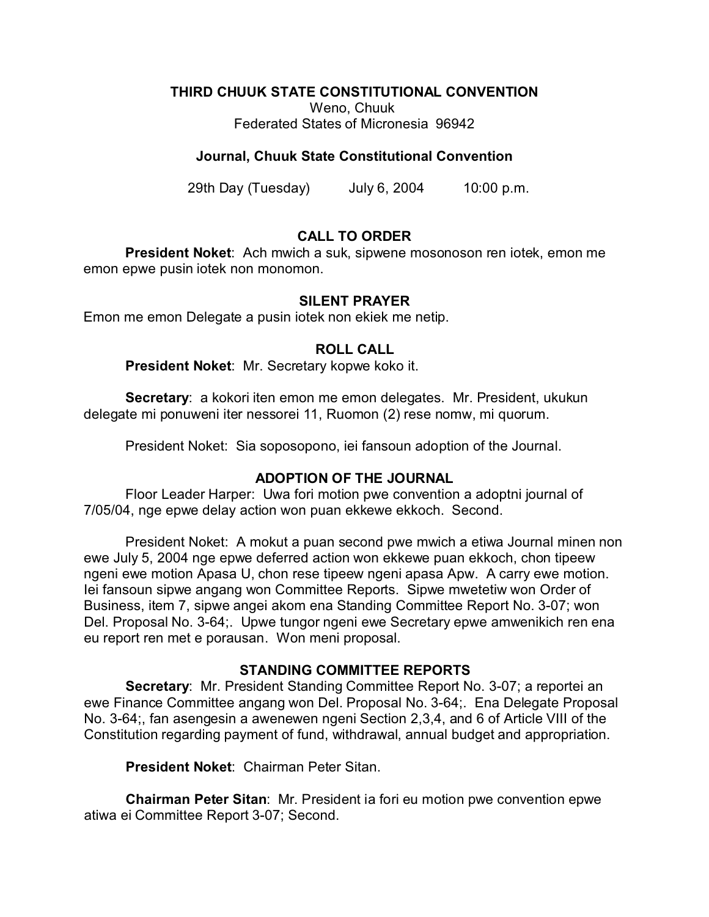**THIRD CHUUK STATE CONSTITUTIONAL CONVENTION**

Weno, Chuuk
Federated States of Micronesia 96942

**Journal, Chuuk State Constitutional Convention**

29th Day (Tuesday)    July 6, 2004    10:00 p.m.

## CALL TO ORDER

**President Noket**: Ach mwich a suk, sipwene mosonoson ren iotek, emon me emon epwe pusin iotek non monomon.

## SILENT PRAYER

Emon me emon Delegate a pusin iotek non ekiek me netip.

## ROLL CALL

**President Noket**: Mr. Secretary kopwe koko it.

**Secretary**: a kokori iten emon me emon delegates. Mr. President, ukukun delegate mi ponuweni iter nessorei 11, Ruomon (2) rese nomw, mi quorum.

President Noket: Sia soposopono, iei fansoun adoption of the Journal.

## ADOPTION OF THE JOURNAL

Floor Leader Harper: Uwa fori motion pwe convention a adoptni journal of 7/05/04, nge epwe delay action won puan ekkewe ekkoch. Second.

President Noket: A mokut a puan second pwe mwich a etiwa Journal minen non ewe July 5, 2004 nge epwe deferred action won ekkewe puan ekkoch, chon tipeew ngeni ewe motion Apasa U, chon rese tipeew ngeni apasa Apw. A carry ewe motion. Iei fansoun sipwe angang won Committee Reports. Sipwe mwetetiw won Order of Business, item 7, sipwe angei akom ena Standing Committee Report No. 3-07; won Del. Proposal No. 3-64;. Upwe tungor ngeni ewe Secretary epwe amwenikich ren ena eu report ren met e porausan. Won meni proposal.

## STANDING COMMITTEE REPORTS

**Secretary**: Mr. President Standing Committee Report No. 3-07; a reportei an ewe Finance Committee angang won Del. Proposal No. 3-64;. Ena Delegate Proposal No. 3-64;, fan asengesin a awenewen ngeni Section 2,3,4, and 6 of Article VIII of the Constitution regarding payment of fund, withdrawal, annual budget and appropriation.

**President Noket**: Chairman Peter Sitan.

**Chairman Peter Sitan**: Mr. President ia fori eu motion pwe convention epwe atiwa ei Committee Report 3-07; Second.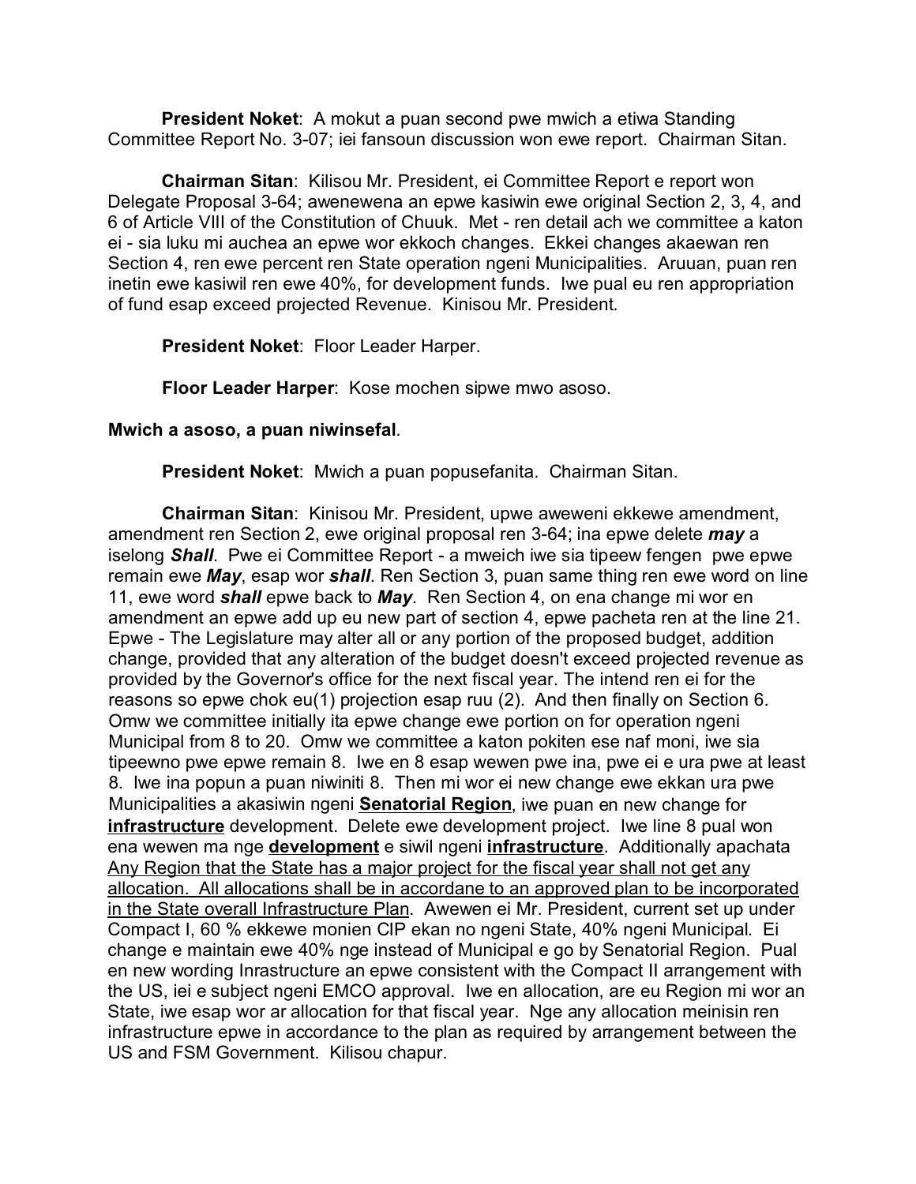**President Noket**: A mokut a puan second pwe mwich a etiwa Standing Committee Report No. 3-07; iei fansoun discussion won ewe report. Chairman Sitan.

**Chairman Sitan**: Kilisou Mr. President, ei Committee Report e report won Delegate Proposal 3-64; awenewena an epwe kasiwin ewe original Section 2, 3, 4, and 6 of Article VIII of the Constitution of Chuuk. Met - ren detail ach we committee a katon ei - sia luku mi auchea an epwe wor ekkoch changes. Ekkei changes akaewan ren Section 4, ren ewe percent ren State operation ngeni Municipalities. Aruuan, puan ren inetin ewe kasiwil ren ewe 40%, for development funds. Iwe pual eu ren appropriation of fund esap exceed projected Revenue. Kinisou Mr. President.

**President Noket**: Floor Leader Harper.

**Floor Leader Harper**: Kose mochen sipwe mwo asoso.

**Mwich a asoso, a puan niwinsefal**.

**President Noket**: Mwich a puan popusefanita. Chairman Sitan.

**Chairman Sitan**: Kinisou Mr. President, upwe aweweni ekkewe amendment, amendment ren Section 2, ewe original proposal ren 3-64; ina epwe delete ***may*** a iselong ***Shall***. Pwe ei Committee Report - a mweich iwe sia tipeew fengen pwe epwe remain ewe ***May***, esap wor ***shall***. Ren Section 3, puan same thing ren ewe word on line 11, ewe word ***shall*** epwe back to ***May***. Ren Section 4, on ena change mi wor en amendment an epwe add up eu new part of section 4, epwe pacheta ren at the line 21. Epwe - The Legislature may alter all or any portion of the proposed budget, addition change, provided that any alteration of the budget doesn't exceed projected revenue as provided by the Governor's office for the next fiscal year. The intend ren ei for the reasons so epwe chok eu(1) projection esap ruu (2). And then finally on Section 6. Omw we committee initially ita epwe change ewe portion on for operation ngeni Municipal from 8 to 20. Omw we committee a katon pokiten ese naf moni, iwe sia tipeewno pwe epwe remain 8. Iwe en 8 esap wewen pwe ina, pwe ei e ura pwe at least 8. Iwe ina popun a puan niwiniti 8. Then mi wor ei new change ewe ekkan ura pwe Municipalities a akasiwin ngeni **<u>Senatorial Region</u>**, iwe puan en new change for **<u>infrastructure</u>** development. Delete ewe development project. Iwe line 8 pual won ena wewen ma nge **<u>development</u>** e siwil ngeni **<u>infrastructure</u>**. Additionally apachata <u>Any Region that the State has a major project for the fiscal year shall not get any allocation. All allocations shall be in accordane to an approved plan to be incorporated in the State overall Infrastructure Plan</u>. Awewen ei Mr. President, current set up under Compact I, 60 % ekkewe monien CIP ekan no ngeni State, 40% ngeni Municipal. Ei change e maintain ewe 40% nge instead of Municipal e go by Senatorial Region. Pual en new wording Inrastructure an epwe consistent with the Compact II arrangement with the US, iei e subject ngeni EMCO approval. Iwe en allocation, are eu Region mi wor an State, iwe esap wor ar allocation for that fiscal year. Nge any allocation meinisin ren infrastructure epwe in accordance to the plan as required by arrangement between the US and FSM Government. Kilisou chapur.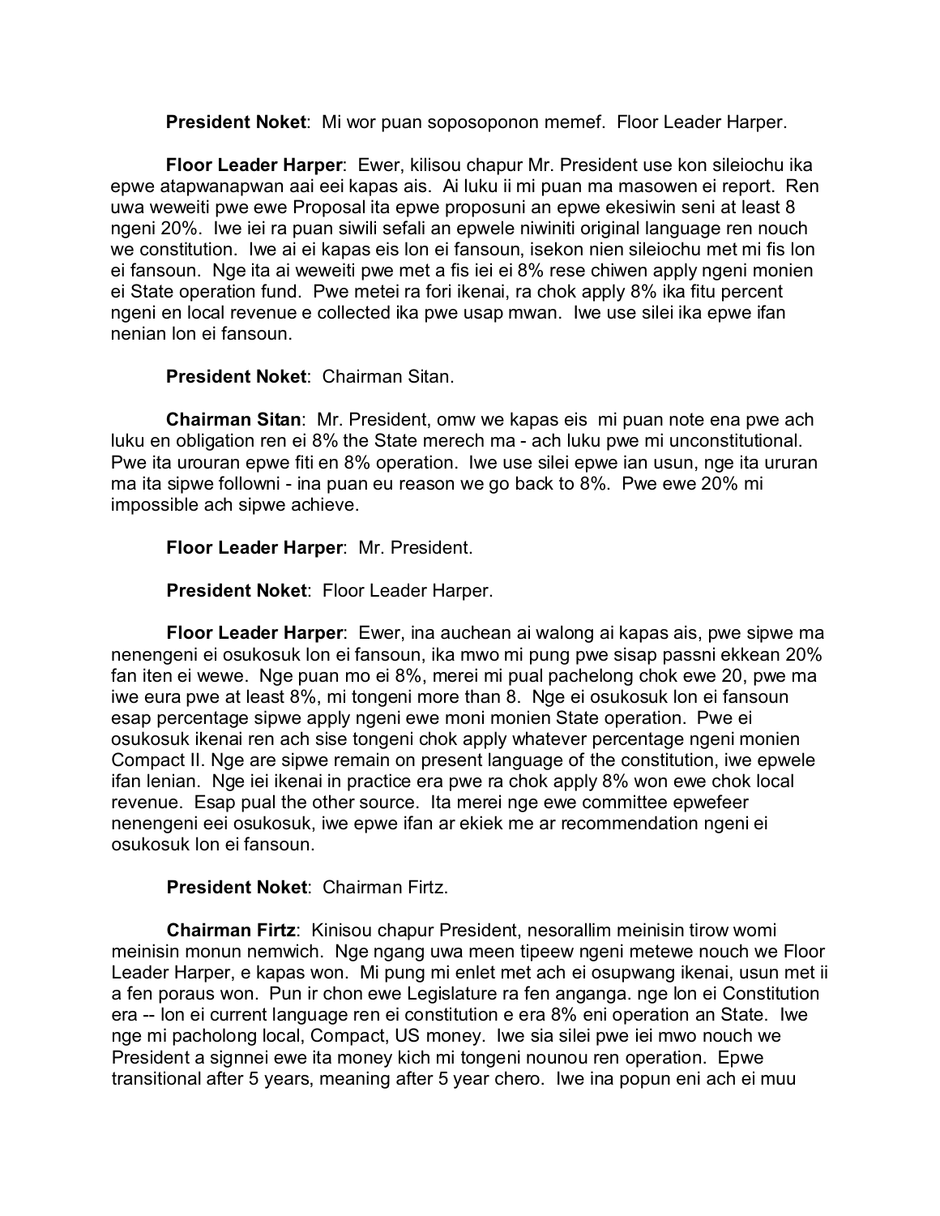**President Noket**: Mi wor puan soposoponon memef. Floor Leader Harper.

**Floor Leader Harper**: Ewer, kilisou chapur Mr. President use kon sileiochu ika epwe atapwanapwan aai eei kapas ais. Ai luku ii mi puan ma masowen ei report. Ren uwa weweiti pwe ewe Proposal ita epwe proposuni an epwe ekesiwin seni at least 8 ngeni 20%. Iwe iei ra puan siwili sefali an epwele niwiniti original language ren nouch we constitution. Iwe ai ei kapas eis lon ei fansoun, isekon nien sileiochu met mi fis lon ei fansoun. Nge ita ai weweiti pwe met a fis iei ei 8% rese chiwen apply ngeni monien ei State operation fund. Pwe metei ra fori ikenai, ra chok apply 8% ika fitu percent ngeni en local revenue e collected ika pwe usap mwan. Iwe use silei ika epwe ifan nenian lon ei fansoun.

**President Noket**: Chairman Sitan.

**Chairman Sitan**: Mr. President, omw we kapas eis mi puan note ena pwe ach luku en obligation ren ei 8% the State merech ma - ach luku pwe mi unconstitutional. Pwe ita urouran epwe fiti en 8% operation. Iwe use silei epwe ian usun, nge ita ururan ma ita sipwe followni - ina puan eu reason we go back to 8%. Pwe ewe 20% mi impossible ach sipwe achieve.

**Floor Leader Harper**: Mr. President.

**President Noket**: Floor Leader Harper.

**Floor Leader Harper**: Ewer, ina auchean ai walong ai kapas ais, pwe sipwe ma nenengeni ei osukosuk lon ei fansoun, ika mwo mi pung pwe sisap passni ekkean 20% fan iten ei wewe. Nge puan mo ei 8%, merei mi pual pachelong chok ewe 20, pwe ma iwe eura pwe at least 8%, mi tongeni more than 8. Nge ei osukosuk lon ei fansoun esap percentage sipwe apply ngeni ewe moni monien State operation. Pwe ei osukosuk ikenai ren ach sise tongeni chok apply whatever percentage ngeni monien Compact II. Nge are sipwe remain on present language of the constitution, iwe epwele ifan lenian. Nge iei ikenai in practice era pwe ra chok apply 8% won ewe chok local revenue. Esap pual the other source. Ita merei nge ewe committee epwefeer nenengeni eei osukosuk, iwe epwe ifan ar ekiek me ar recommendation ngeni ei osukosuk lon ei fansoun.

**President Noket**: Chairman Firtz.

**Chairman Firtz**: Kinisou chapur President, nesorallim meinisin tirow womi meinisin monun nemwich. Nge ngang uwa meen tipeew ngeni metewe nouch we Floor Leader Harper, e kapas won. Mi pung mi enlet met ach ei osupwang ikenai, usun met ii a fen poraus won. Pun ir chon ewe Legislature ra fen anganga. nge lon ei Constitution era -- lon ei current language ren ei constitution e era 8% eni operation an State. Iwe nge mi pacholong local, Compact, US money. Iwe sia silei pwe iei mwo nouch we President a signnei ewe ita money kich mi tongeni nounou ren operation. Epwe transitional after 5 years, meaning after 5 year chero. Iwe ina popun eni ach ei muu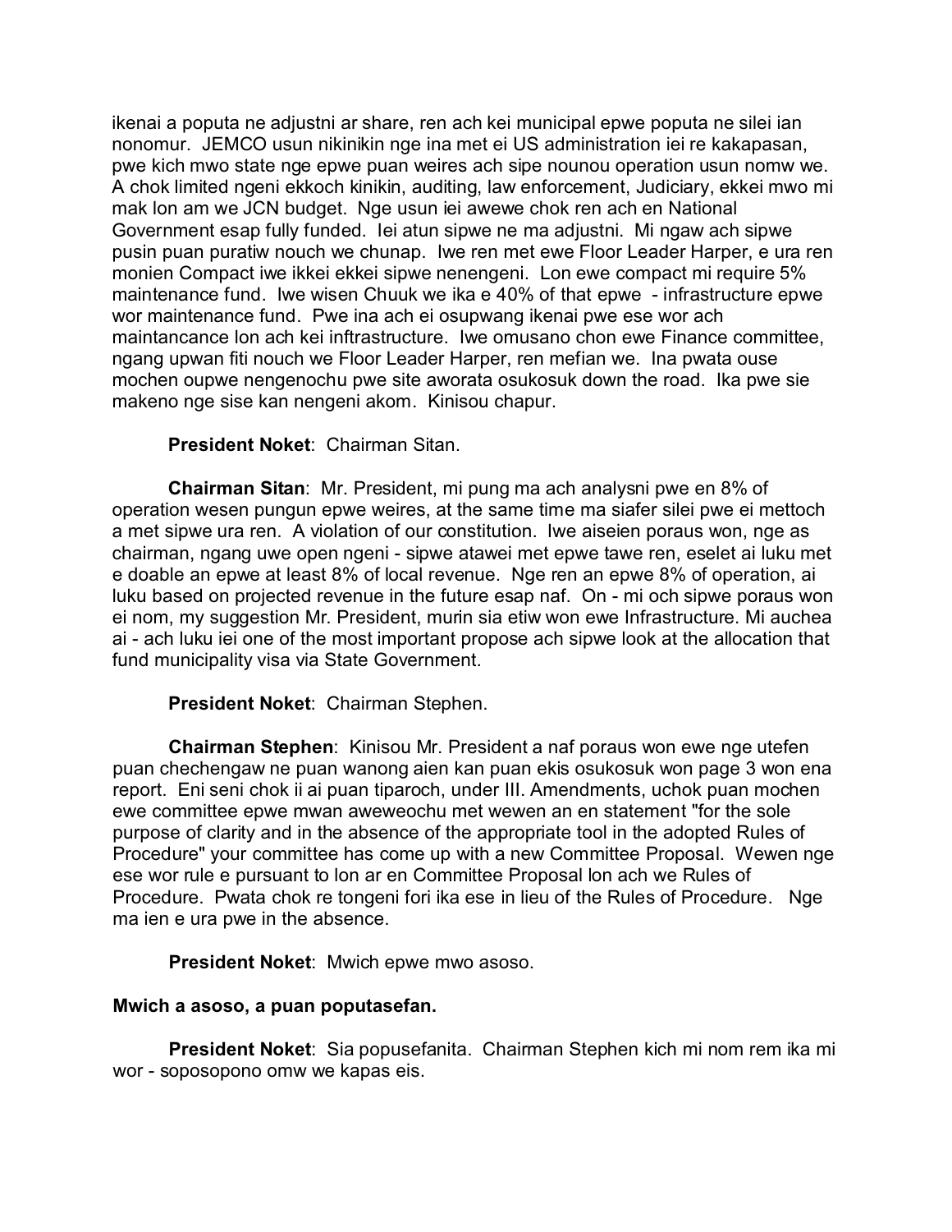ikenai a poputa ne adjustni ar share, ren ach kei municipal epwe poputa ne silei ian nonomur. JEMCO usun nikinikin nge ina met ei US administration iei re kakapasan, pwe kich mwo state nge epwe puan weires ach sipe nounou operation usun nomw we. A chok limited ngeni ekkoch kinikin, auditing, law enforcement, Judiciary, ekkei mwo mi mak lon am we JCN budget. Nge usun iei awewe chok ren ach en National Government esap fully funded. Iei atun sipwe ne ma adjustni. Mi ngaw ach sipwe pusin puan puratiw nouch we chunap. Iwe ren met ewe Floor Leader Harper, e ura ren monien Compact iwe ikkei ekkei sipwe nenengeni. Lon ewe compact mi require 5% maintenance fund. Iwe wisen Chuuk we ika e 40% of that epwe - infrastructure epwe wor maintenance fund. Pwe ina ach ei osupwang ikenai pwe ese wor ach maintancance lon ach kei inftrastructure. Iwe omusano chon ewe Finance committee, ngang upwan fiti nouch we Floor Leader Harper, ren mefian we. Ina pwata ouse mochen oupwe nengenochu pwe site aworata osukosuk down the road. Ika pwe sie makeno nge sise kan nengeni akom. Kinisou chapur.

**President Noket**: Chairman Sitan.

**Chairman Sitan**: Mr. President, mi pung ma ach analysni pwe en 8% of operation wesen pungun epwe weires, at the same time ma siafer silei pwe ei mettoch a met sipwe ura ren. A violation of our constitution. Iwe aiseien poraus won, nge as chairman, ngang uwe open ngeni - sipwe atawei met epwe tawe ren, eselet ai luku met e doable an epwe at least 8% of local revenue. Nge ren an epwe 8% of operation, ai luku based on projected revenue in the future esap naf. On - mi och sipwe poraus won ei nom, my suggestion Mr. President, murin sia etiw won ewe Infrastructure. Mi auchea ai - ach luku iei one of the most important propose ach sipwe look at the allocation that fund municipality visa via State Government.

**President Noket**: Chairman Stephen.

**Chairman Stephen**: Kinisou Mr. President a naf poraus won ewe nge utefen puan chechengaw ne puan wanong aien kan puan ekis osukosuk won page 3 won ena report. Eni seni chok ii ai puan tiparoch, under III. Amendments, uchok puan mochen ewe committee epwe mwan aweweochu met wewen an en statement "for the sole purpose of clarity and in the absence of the appropriate tool in the adopted Rules of Procedure" your committee has come up with a new Committee Proposal. Wewen nge ese wor rule e pursuant to lon ar en Committee Proposal lon ach we Rules of Procedure. Pwata chok re tongeni fori ika ese in lieu of the Rules of Procedure. Nge ma ien e ura pwe in the absence.

**President Noket**: Mwich epwe mwo asoso.

**Mwich a asoso, a puan poputasefan.**

**President Noket**: Sia popusefanita. Chairman Stephen kich mi nom rem ika mi wor - soposopono omw we kapas eis.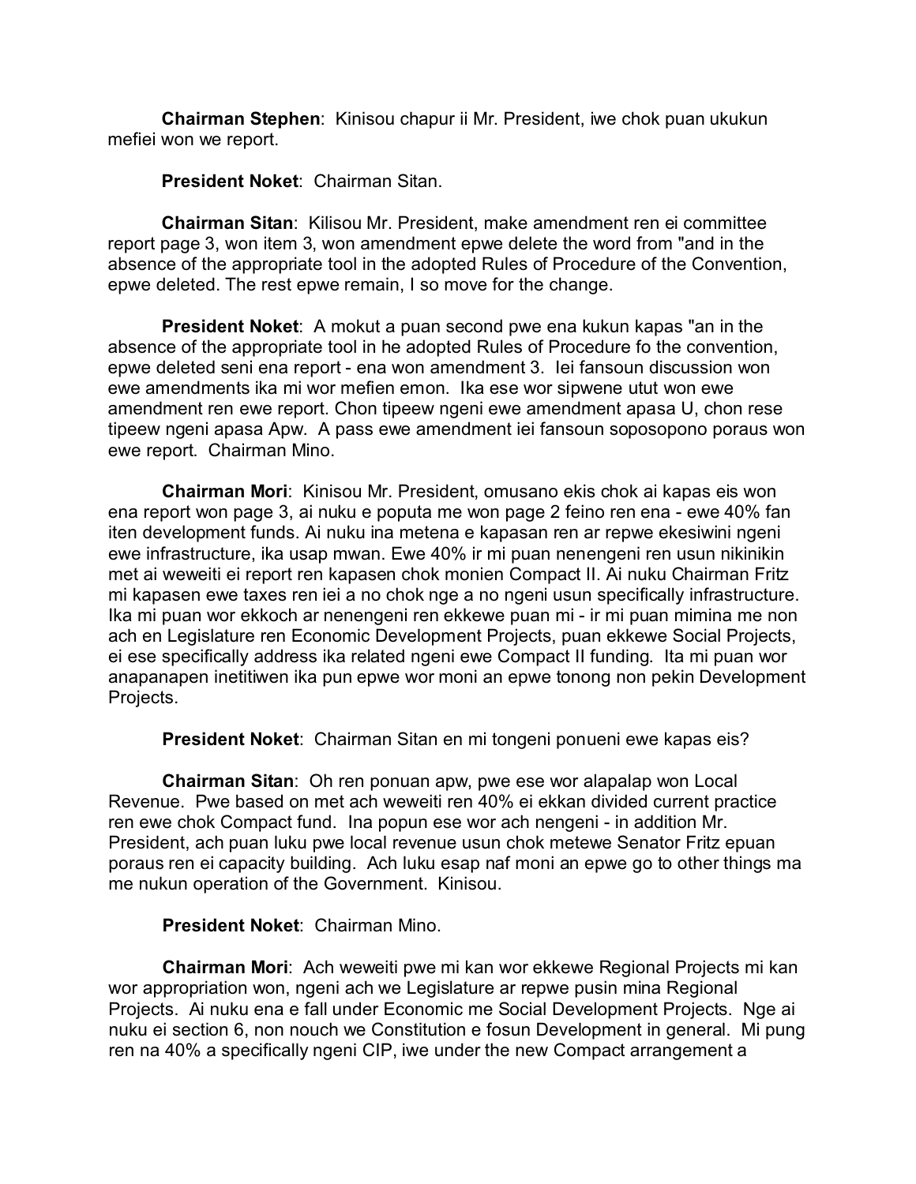**Chairman Stephen**: Kinisou chapur ii Mr. President, iwe chok puan ukukun mefiei won we report.

**President Noket**: Chairman Sitan.

**Chairman Sitan**: Kilisou Mr. President, make amendment ren ei committee report page 3, won item 3, won amendment epwe delete the word from "and in the absence of the appropriate tool in the adopted Rules of Procedure of the Convention, epwe deleted. The rest epwe remain, I so move for the change.

**President Noket**: A mokut a puan second pwe ena kukun kapas "an in the absence of the appropriate tool in he adopted Rules of Procedure fo the convention, epwe deleted seni ena report - ena won amendment 3. Iei fansoun discussion won ewe amendments ika mi wor mefien emon. Ika ese wor sipwene utut won ewe amendment ren ewe report. Chon tipeew ngeni ewe amendment apasa U, chon rese tipeew ngeni apasa Apw. A pass ewe amendment iei fansoun soposopono poraus won ewe report. Chairman Mino.

**Chairman Mori**: Kinisou Mr. President, omusano ekis chok ai kapas eis won ena report won page 3, ai nuku e poputa me won page 2 feino ren ena - ewe 40% fan iten development funds. Ai nuku ina metena e kapasan ren ar repwe ekesiwini ngeni ewe infrastructure, ika usap mwan. Ewe 40% ir mi puan nenengeni ren usun nikinikin met ai weweiti ei report ren kapasen chok monien Compact II. Ai nuku Chairman Fritz mi kapasen ewe taxes ren iei a no chok nge a no ngeni usun specifically infrastructure. Ika mi puan wor ekkoch ar nenengeni ren ekkewe puan mi - ir mi puan mimina me non ach en Legislature ren Economic Development Projects, puan ekkewe Social Projects, ei ese specifically address ika related ngeni ewe Compact II funding. Ita mi puan wor anapanapen inetitiwen ika pun epwe wor moni an epwe tonong non pekin Development Projects.

**President Noket**: Chairman Sitan en mi tongeni ponueni ewe kapas eis?

**Chairman Sitan**: Oh ren ponuan apw, pwe ese wor alapalap won Local Revenue. Pwe based on met ach weweiti ren 40% ei ekkan divided current practice ren ewe chok Compact fund. Ina popun ese wor ach nengeni - in addition Mr. President, ach puan luku pwe local revenue usun chok metewe Senator Fritz epuan poraus ren ei capacity building. Ach luku esap naf moni an epwe go to other things ma me nukun operation of the Government. Kinisou.

**President Noket**: Chairman Mino.

**Chairman Mori**: Ach weweiti pwe mi kan wor ekkewe Regional Projects mi kan wor appropriation won, ngeni ach we Legislature ar repwe pusin mina Regional Projects. Ai nuku ena e fall under Economic me Social Development Projects. Nge ai nuku ei section 6, non nouch we Constitution e fosun Development in general. Mi pung ren na 40% a specifically ngeni CIP, iwe under the new Compact arrangement a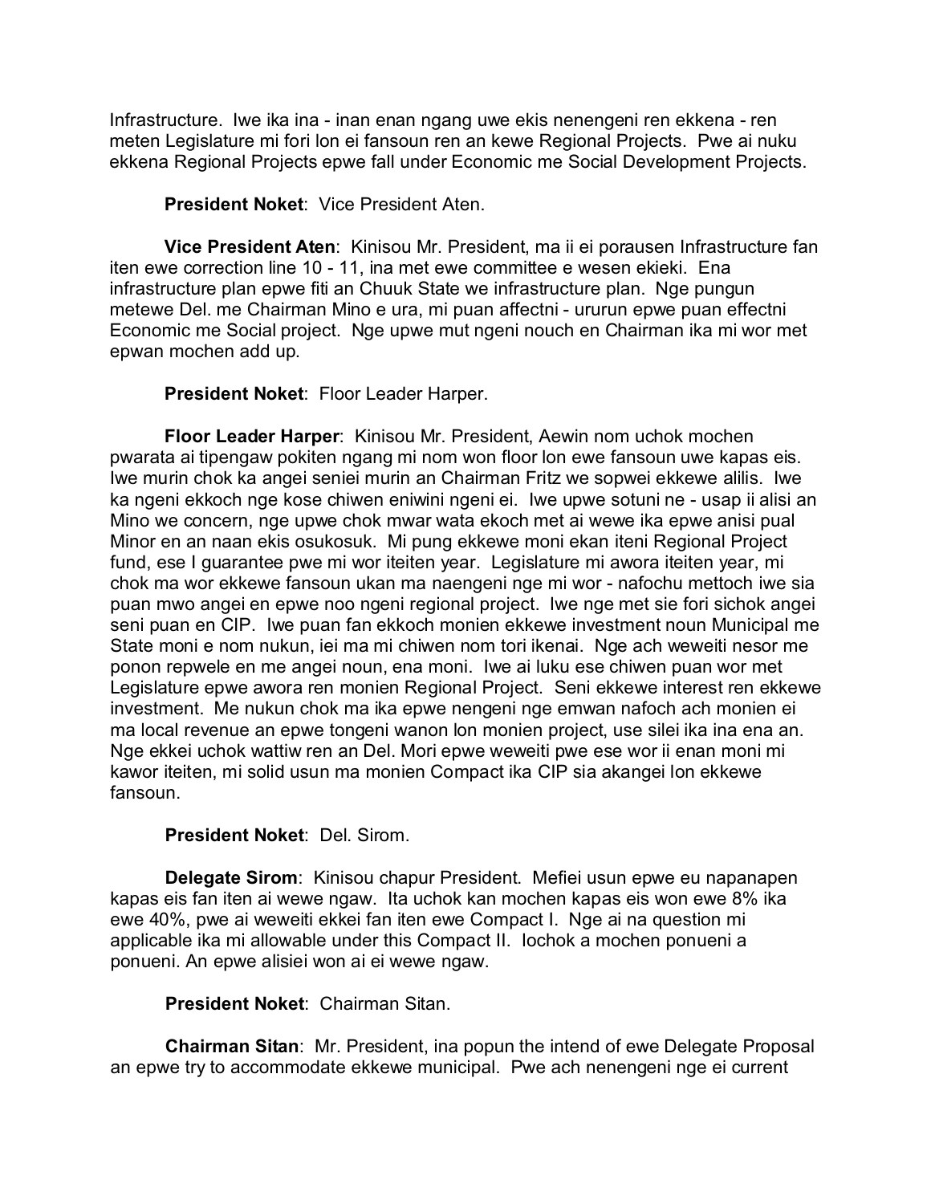Infrastructure. Iwe ika ina - inan enan ngang uwe ekis nenengeni ren ekkena - ren meten Legislature mi fori lon ei fansoun ren an kewe Regional Projects. Pwe ai nuku ekkena Regional Projects epwe fall under Economic me Social Development Projects.

**President Noket**: Vice President Aten.

**Vice President Aten**: Kinisou Mr. President, ma ii ei porausen Infrastructure fan iten ewe correction line 10 - 11, ina met ewe committee e wesen ekieki. Ena infrastructure plan epwe fiti an Chuuk State we infrastructure plan. Nge pungun metewe Del. me Chairman Mino e ura, mi puan affectni - ururun epwe puan effectni Economic me Social project. Nge upwe mut ngeni nouch en Chairman ika mi wor met epwan mochen add up.

**President Noket**: Floor Leader Harper.

**Floor Leader Harper**: Kinisou Mr. President, Aewin nom uchok mochen pwarata ai tipengaw pokiten ngang mi nom won floor lon ewe fansoun uwe kapas eis. Iwe murin chok ka angei seniei murin an Chairman Fritz we sopwei ekkewe alilis. Iwe ka ngeni ekkoch nge kose chiwen eniwini ngeni ei. Iwe upwe sotuni ne - usap ii alisi an Mino we concern, nge upwe chok mwar wata ekoch met ai wewe ika epwe anisi pual Minor en an naan ekis osukosuk. Mi pung ekkewe moni ekan iteni Regional Project fund, ese I guarantee pwe mi wor iteiten year. Legislature mi awora iteiten year, mi chok ma wor ekkewe fansoun ukan ma naengeni nge mi wor - nafochu mettoch iwe sia puan mwo angei en epwe noo ngeni regional project. Iwe nge met sie fori sichok angei seni puan en CIP. Iwe puan fan ekkoch monien ekkewe investment noun Municipal me State moni e nom nukun, iei ma mi chiwen nom tori ikenai. Nge ach weweiti nesor me ponon repwele en me angei noun, ena moni. Iwe ai luku ese chiwen puan wor met Legislature epwe awora ren monien Regional Project. Seni ekkewe interest ren ekkewe investment. Me nukun chok ma ika epwe nengeni nge emwan nafoch ach monien ei ma local revenue an epwe tongeni wanon lon monien project, use silei ika ina ena an. Nge ekkei uchok wattiw ren an Del. Mori epwe weweiti pwe ese wor ii enan moni mi kawor iteiten, mi solid usun ma monien Compact ika CIP sia akangei lon ekkewe fansoun.

**President Noket**: Del. Sirom.

**Delegate Sirom**: Kinisou chapur President. Mefiei usun epwe eu napanapen kapas eis fan iten ai wewe ngaw. Ita uchok kan mochen kapas eis won ewe 8% ika ewe 40%, pwe ai weweiti ekkei fan iten ewe Compact I. Nge ai na question mi applicable ika mi allowable under this Compact II. Iochok a mochen ponueni a ponueni. An epwe alisiei won ai ei wewe ngaw.

**President Noket**: Chairman Sitan.

**Chairman Sitan**: Mr. President, ina popun the intend of ewe Delegate Proposal an epwe try to accommodate ekkewe municipal. Pwe ach nenengeni nge ei current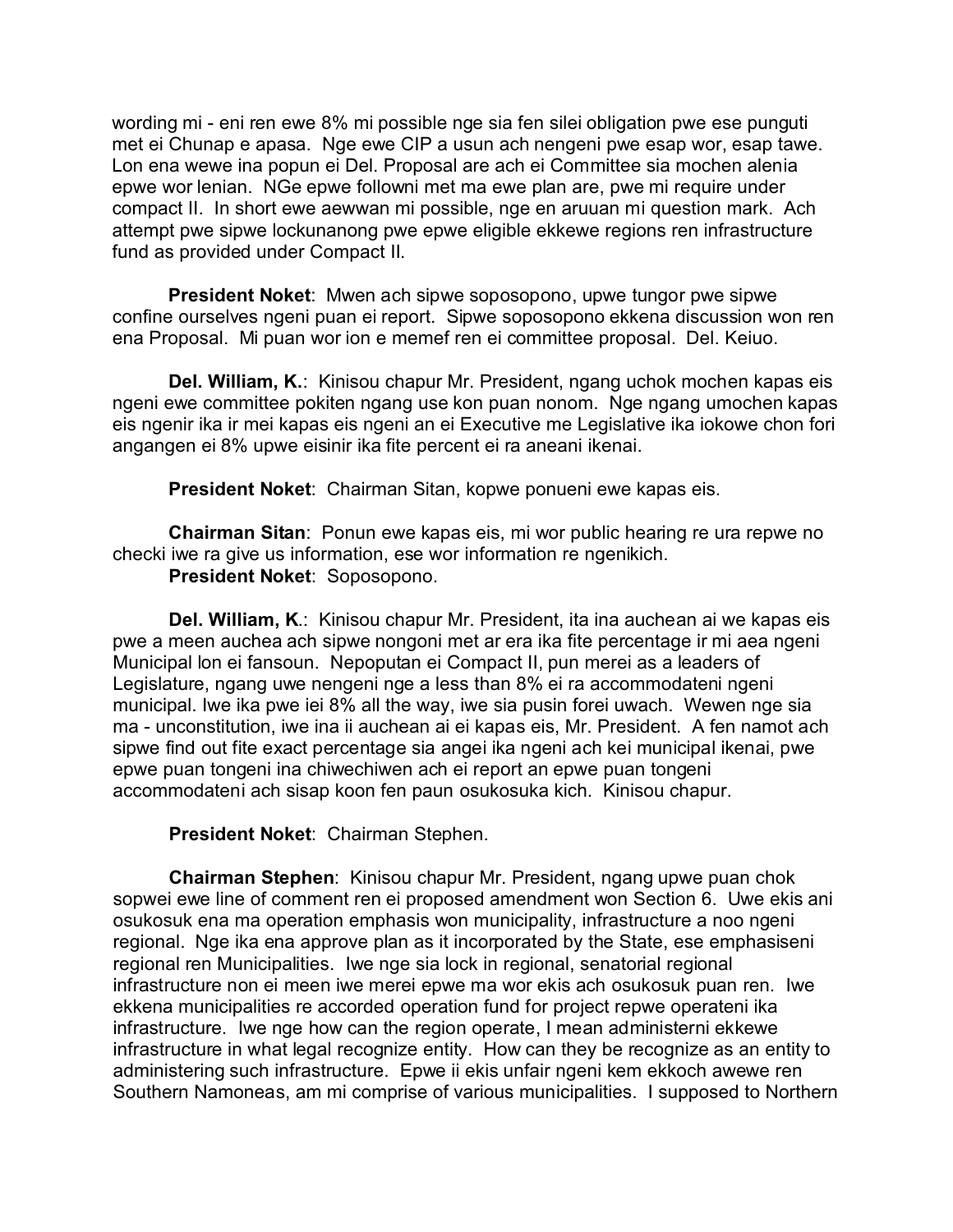wording mi - eni ren ewe 8% mi possible nge sia fen silei obligation pwe ese punguti met ei Chunap e apasa. Nge ewe CIP a usun ach nengeni pwe esap wor, esap tawe. Lon ena wewe ina popun ei Del. Proposal are ach ei Committee sia mochen alenia epwe wor lenian. NGe epwe followni met ma ewe plan are, pwe mi require under compact II. In short ewe aewwan mi possible, nge en aruuan mi question mark. Ach attempt pwe sipwe lockunanong pwe epwe eligible ekkewe regions ren infrastructure fund as provided under Compact II.

**President Noket**: Mwen ach sipwe soposopono, upwe tungor pwe sipwe confine ourselves ngeni puan ei report. Sipwe soposopono ekkena discussion won ren ena Proposal. Mi puan wor ion e memef ren ei committee proposal. Del. Keiuo.

**Del. William, K.**: Kinisou chapur Mr. President, ngang uchok mochen kapas eis ngeni ewe committee pokiten ngang use kon puan nonom. Nge ngang umochen kapas eis ngenir ika ir mei kapas eis ngeni an ei Executive me Legislative ika iokowe chon fori angangen ei 8% upwe eisinir ika fite percent ei ra aneani ikenai.

**President Noket**: Chairman Sitan, kopwe ponueni ewe kapas eis.

**Chairman Sitan**: Ponun ewe kapas eis, mi wor public hearing re ura repwe no checki iwe ra give us information, ese wor information re ngenikich.
**President Noket**: Soposopono.

**Del. William, K.**: Kinisou chapur Mr. President, ita ina auchean ai we kapas eis pwe a meen auchea ach sipwe nongoni met ar era ika fite percentage ir mi aea ngeni Municipal lon ei fansoun. Nepoputan ei Compact II, pun merei as a leaders of Legislature, ngang uwe nengeni nge a less than 8% ei ra accommodateni ngeni municipal. Iwe ika pwe iei 8% all the way, iwe sia pusin forei uwach. Wewen nge sia ma - unconstitution, iwe ina ii auchean ai ei kapas eis, Mr. President. A fen namot ach sipwe find out fite exact percentage sia angei ika ngeni ach kei municipal ikenai, pwe epwe puan tongeni ina chiwechiwen ach ei report an epwe puan tongeni accommodateni ach sisap koon fen paun osukosuka kich. Kinisou chapur.

**President Noket**: Chairman Stephen.

**Chairman Stephen**: Kinisou chapur Mr. President, ngang upwe puan chok sopwei ewe line of comment ren ei proposed amendment won Section 6. Uwe ekis ani osukosuk ena ma operation emphasis won municipality, infrastructure a noo ngeni regional. Nge ika ena approve plan as it incorporated by the State, ese emphasiseni regional ren Municipalities. Iwe nge sia lock in regional, senatorial regional infrastructure non ei meen iwe merei epwe ma wor ekis ach osukosuk puan ren. Iwe ekkena municipalities re accorded operation fund for project repwe operateni ika infrastructure. Iwe nge how can the region operate, I mean administerni ekkewe infrastructure in what legal recognize entity. How can they be recognize as an entity to administering such infrastructure. Epwe ii ekis unfair ngeni kem ekkoch awewe ren Southern Namoneas, am mi comprise of various municipalities. I supposed to Northern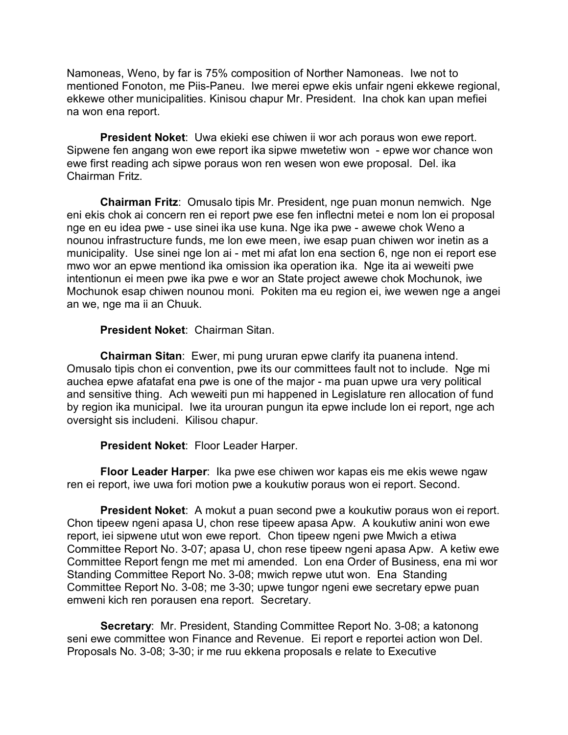Namoneas, Weno, by far is 75% composition of Norther Namoneas. Iwe not to mentioned Fonoton, me Piis-Paneu. Iwe merei epwe ekis unfair ngeni ekkewe regional, ekkewe other municipalities. Kinisou chapur Mr. President. Ina chok kan upan mefiei na won ena report.

**President Noket**: Uwa ekieki ese chiwen ii wor ach poraus won ewe report. Sipwene fen angang won ewe report ika sipwe mwetetiw won - epwe wor chance won ewe first reading ach sipwe poraus won ren wesen won ewe proposal. Del. ika Chairman Fritz.

**Chairman Fritz**: Omusalo tipis Mr. President, nge puan monun nemwich. Nge eni ekis chok ai concern ren ei report pwe ese fen inflectni metei e nom lon ei proposal nge en eu idea pwe - use sinei ika use kuna. Nge ika pwe - awewe chok Weno a nounou infrastructure funds, me lon ewe meen, iwe esap puan chiwen wor inetin as a municipality. Use sinei nge lon ai - met mi afat lon ena section 6, nge non ei report ese mwo wor an epwe mentiond ika omission ika operation ika. Nge ita ai weweiti pwe intentionun ei meen pwe ika pwe e wor an State project awewe chok Mochunok, iwe Mochunok esap chiwen nounou moni. Pokiten ma eu region ei, iwe wewen nge a angei an we, nge ma ii an Chuuk.

**President Noket**: Chairman Sitan.

**Chairman Sitan**: Ewer, mi pung ururan epwe clarify ita puanena intend. Omusalo tipis chon ei convention, pwe its our committees fault not to include. Nge mi auchea epwe afatafat ena pwe is one of the major - ma puan upwe ura very political and sensitive thing. Ach weweiti pun mi happened in Legislature ren allocation of fund by region ika municipal. Iwe ita urouran pungun ita epwe include lon ei report, nge ach oversight sis includeni. Kilisou chapur.

**President Noket**: Floor Leader Harper.

**Floor Leader Harper**: Ika pwe ese chiwen wor kapas eis me ekis wewe ngaw ren ei report, iwe uwa fori motion pwe a koukutiw poraus won ei report. Second.

**President Noket**: A mokut a puan second pwe a koukutiw poraus won ei report. Chon tipeew ngeni apasa U, chon rese tipeew apasa Apw. A koukutiw anini won ewe report, iei sipwene utut won ewe report. Chon tipeew ngeni pwe Mwich a etiwa Committee Report No. 3-07; apasa U, chon rese tipeew ngeni apasa Apw. A ketiw ewe Committee Report fengn me met mi amended. Lon ena Order of Business, ena mi wor Standing Committee Report No. 3-08; mwich repwe utut won. Ena Standing Committee Report No. 3-08; me 3-30; upwe tungor ngeni ewe secretary epwe puan emweni kich ren porausen ena report. Secretary.

**Secretary**: Mr. President, Standing Committee Report No. 3-08; a katonong seni ewe committee won Finance and Revenue. Ei report e reportei action won Del. Proposals No. 3-08; 3-30; ir me ruu ekkena proposals e relate to Executive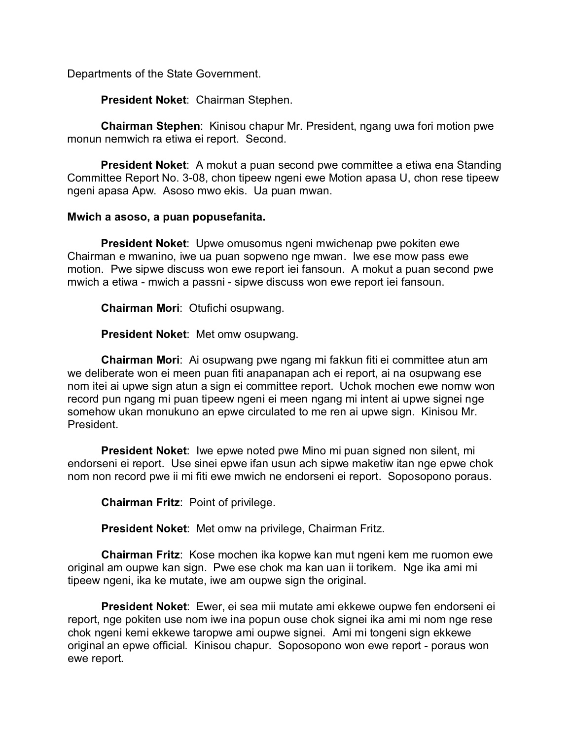Departments of the State Government.

**President Noket**: Chairman Stephen.

**Chairman Stephen**: Kinisou chapur Mr. President, ngang uwa fori motion pwe monun nemwich ra etiwa ei report. Second.

**President Noket**: A mokut a puan second pwe committee a etiwa ena Standing Committee Report No. 3-08, chon tipeew ngeni ewe Motion apasa U, chon rese tipeew ngeni apasa Apw. Asoso mwo ekis. Ua puan mwan.

**Mwich a asoso, a puan popusefanita.**

**President Noket**: Upwe omusomus ngeni mwichenap pwe pokiten ewe Chairman e mwanino, iwe ua puan sopweno nge mwan. Iwe ese mow pass ewe motion. Pwe sipwe discuss won ewe report iei fansoun. A mokut a puan second pwe mwich a etiwa - mwich a passni - sipwe discuss won ewe report iei fansoun.

**Chairman Mori**: Otufichi osupwang.

**President Noket**: Met omw osupwang.

**Chairman Mori**: Ai osupwang pwe ngang mi fakkun fiti ei committee atun am we deliberate won ei meen puan fiti anapanapan ach ei report, ai na osupwang ese nom itei ai upwe sign atun a sign ei committee report. Uchok mochen ewe nomw won record pun ngang mi puan tipeew ngeni ei meen ngang mi intent ai upwe signei nge somehow ukan monukuno an epwe circulated to me ren ai upwe sign. Kinisou Mr. President.

**President Noket**: Iwe epwe noted pwe Mino mi puan signed non silent, mi endorseni ei report. Use sinei epwe ifan usun ach sipwe maketiw itan nge epwe chok nom non record pwe ii mi fiti ewe mwich ne endorseni ei report. Soposopono poraus.

**Chairman Fritz**: Point of privilege.

**President Noket**: Met omw na privilege, Chairman Fritz.

**Chairman Fritz**: Kose mochen ika kopwe kan mut ngeni kem me ruomon ewe original am oupwe kan sign. Pwe ese chok ma kan uan ii torikem. Nge ika ami mi tipeew ngeni, ika ke mutate, iwe am oupwe sign the original.

**President Noket**: Ewer, ei sea mii mutate ami ekkewe oupwe fen endorseni ei report, nge pokiten use nom iwe ina popun ouse chok signei ika ami mi nom nge rese chok ngeni kemi ekkewe taropwe ami oupwe signei. Ami mi tongeni sign ekkewe original an epwe official. Kinisou chapur. Soposopono won ewe report - poraus won ewe report.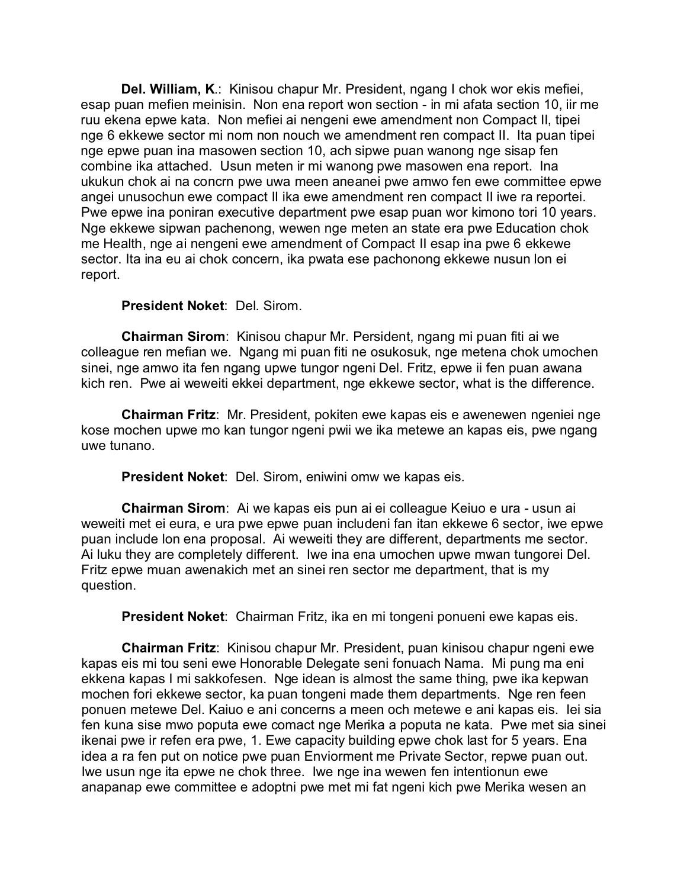**Del. William, K.**: Kinisou chapur Mr. President, ngang I chok wor ekis mefiei, esap puan mefien meinisin. Non ena report won section - in mi afata section 10, iir me ruu ekena epwe kata. Non mefiei ai nengeni ewe amendment non Compact II, tipei nge 6 ekkewe sector mi nom non nouch we amendment ren compact II. Ita puan tipei nge epwe puan ina masowen section 10, ach sipwe puan wanong nge sisap fen combine ika attached. Usun meten ir mi wanong pwe masowen ena report. Ina ukukun chok ai na concrn pwe uwa meen aneanei pwe amwo fen ewe committee epwe angei unusochun ewe compact II ika ewe amendment ren compact II iwe ra reportei. Pwe epwe ina poniran executive department pwe esap puan wor kimono tori 10 years. Nge ekkewe sipwan pachenong, wewen nge meten an state era pwe Education chok me Health, nge ai nengeni ewe amendment of Compact II esap ina pwe 6 ekkewe sector. Ita ina eu ai chok concern, ika pwata ese pachonong ekkewe nusun lon ei report.

**President Noket**: Del. Sirom.

**Chairman Sirom**: Kinisou chapur Mr. Persident, ngang mi puan fiti ai we colleague ren mefian we. Ngang mi puan fiti ne osukosuk, nge metena chok umochen sinei, nge amwo ita fen ngang upwe tungor ngeni Del. Fritz, epwe ii fen puan awana kich ren. Pwe ai weweiti ekkei department, nge ekkewe sector, what is the difference.

**Chairman Fritz**: Mr. President, pokiten ewe kapas eis e awenewen ngeniei nge kose mochen upwe mo kan tungor ngeni pwii we ika metewe an kapas eis, pwe ngang uwe tunano.

**President Noket**: Del. Sirom, eniwini omw we kapas eis.

**Chairman Sirom**: Ai we kapas eis pun ai ei colleague Keiuo e ura - usun ai weweiti met ei eura, e ura pwe epwe puan includeni fan itan ekkewe 6 sector, iwe epwe puan include lon ena proposal. Ai weweiti they are different, departments me sector. Ai luku they are completely different. Iwe ina ena umochen upwe mwan tungorei Del. Fritz epwe muan awenakich met an sinei ren sector me department, that is my question.

**President Noket**: Chairman Fritz, ika en mi tongeni ponueni ewe kapas eis.

**Chairman Fritz**: Kinisou chapur Mr. President, puan kinisou chapur ngeni ewe kapas eis mi tou seni ewe Honorable Delegate seni fonuach Nama. Mi pung ma eni ekkena kapas I mi sakkofesen. Nge idean is almost the same thing, pwe ika kepwan mochen fori ekkewe sector, ka puan tongeni made them departments. Nge ren feen ponuen metewe Del. Kaiuo e ani concerns a meen och metewe e ani kapas eis. Iei sia fen kuna sise mwo poputa ewe comact nge Merika a poputa ne kata. Pwe met sia sinei ikenai pwe ir refen era pwe, 1. Ewe capacity building epwe chok last for 5 years. Ena idea a ra fen put on notice pwe puan Enviorment me Private Sector, repwe puan out. Iwe usun nge ita epwe ne chok three. Iwe nge ina wewen fen intentionun ewe anapanap ewe committee e adoptni pwe met mi fat ngeni kich pwe Merika wesen an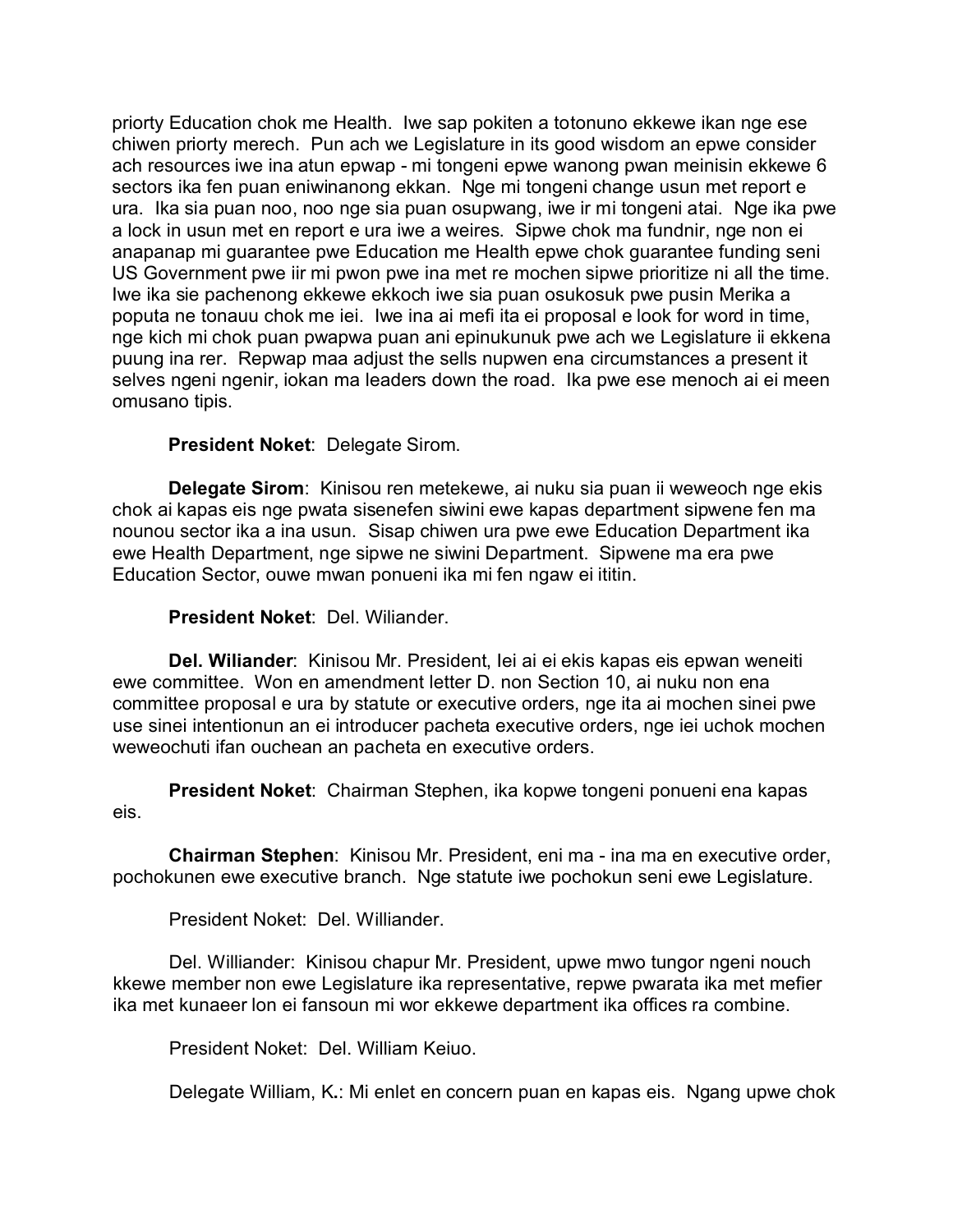priorty Education chok me Health. Iwe sap pokiten a totonuno ekkewe ikan nge ese chiwen priorty merech. Pun ach we Legislature in its good wisdom an epwe consider ach resources iwe ina atun epwap - mi tongeni epwe wanong pwan meinisin ekkewe 6 sectors ika fen puan eniwinanong ekkan. Nge mi tongeni change usun met report e ura. Ika sia puan noo, noo nge sia puan osupwang, iwe ir mi tongeni atai. Nge ika pwe a lock in usun met en report e ura iwe a weires. Sipwe chok ma fundnir, nge non ei anapanap mi guarantee pwe Education me Health epwe chok guarantee funding seni US Government pwe iir mi pwon pwe ina met re mochen sipwe prioritize ni all the time. Iwe ika sie pachenong ekkewe ekkoch iwe sia puan osukosuk pwe pusin Merika a poputa ne tonauu chok me iei. Iwe ina ai mefi ita ei proposal e look for word in time, nge kich mi chok puan pwapwa puan ani epinukunuk pwe ach we Legislature ii ekkena puung ina rer. Repwap maa adjust the sells nupwen ena circumstances a present it selves ngeni ngenir, iokan ma leaders down the road. Ika pwe ese menoch ai ei meen omusano tipis.

**President Noket**: Delegate Sirom.

**Delegate Sirom**: Kinisou ren metekewe, ai nuku sia puan ii weweoch nge ekis chok ai kapas eis nge pwata sisenefen siwini ewe kapas department sipwene fen ma nounou sector ika a ina usun. Sisap chiwen ura pwe ewe Education Department ika ewe Health Department, nge sipwe ne siwini Department. Sipwene ma era pwe Education Sector, ouwe mwan ponueni ika mi fen ngaw ei ititin.

**President Noket**: Del. Wiliander.

**Del. Wiliander**: Kinisou Mr. President, Iei ai ei ekis kapas eis epwan weneiti ewe committee. Won en amendment letter D. non Section 10, ai nuku non ena committee proposal e ura by statute or executive orders, nge ita ai mochen sinei pwe use sinei intentionun an ei introducer pacheta executive orders, nge iei uchok mochen weweochuti ifan ouchean an pacheta en executive orders.

**President Noket**: Chairman Stephen, ika kopwe tongeni ponueni ena kapas eis.

**Chairman Stephen**: Kinisou Mr. President, eni ma - ina ma en executive order, pochokunen ewe executive branch. Nge statute iwe pochokun seni ewe Legislature.

President Noket: Del. Williander.

Del. Williander: Kinisou chapur Mr. President, upwe mwo tungor ngeni nouch kkewe member non ewe Legislature ika representative, repwe pwarata ika met mefier ika met kunaeer lon ei fansoun mi wor ekkewe department ika offices ra combine.

President Noket: Del. William Keiuo.

Delegate William, K.: Mi enlet en concern puan en kapas eis. Ngang upwe chok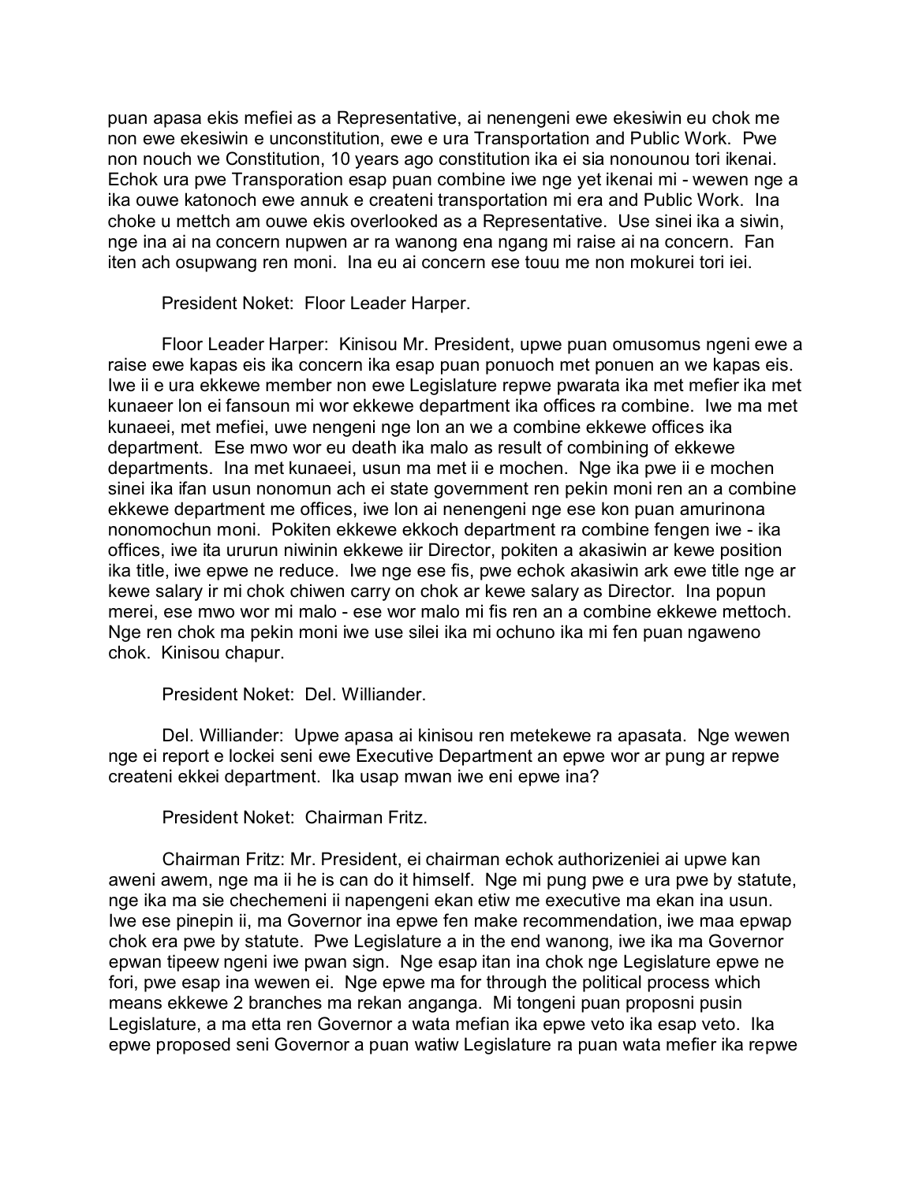puan apasa ekis mefiei as a Representative, ai nenengeni ewe ekesiwin eu chok me non ewe ekesiwin e unconstitution, ewe e ura Transportation and Public Work. Pwe non nouch we Constitution, 10 years ago constitution ika ei sia nonounou tori ikenai. Echok ura pwe Transporation esap puan combine iwe nge yet ikenai mi - wewen nge a ika ouwe katonoch ewe annuk e createni transportation mi era and Public Work. Ina choke u mettch am ouwe ekis overlooked as a Representative. Use sinei ika a siwin, nge ina ai na concern nupwen ar ra wanong ena ngang mi raise ai na concern. Fan iten ach osupwang ren moni. Ina eu ai concern ese touu me non mokurei tori iei.

President Noket: Floor Leader Harper.

Floor Leader Harper: Kinisou Mr. President, upwe puan omusomus ngeni ewe a raise ewe kapas eis ika concern ika esap puan ponuoch met ponuen an we kapas eis. Iwe ii e ura ekkewe member non ewe Legislature repwe pwarata ika met mefier ika met kunaeer lon ei fansoun mi wor ekkewe department ika offices ra combine. Iwe ma met kunaeei, met mefiei, uwe nengeni nge lon an we a combine ekkewe offices ika department. Ese mwo wor eu death ika malo as result of combining of ekkewe departments. Ina met kunaeei, usun ma met ii e mochen. Nge ika pwe ii e mochen sinei ika ifan usun nonomun ach ei state government ren pekin moni ren an a combine ekkewe department me offices, iwe lon ai nenengeni nge ese kon puan amurinona nonomochun moni. Pokiten ekkewe ekkoch department ra combine fengen iwe - ika offices, iwe ita ururun niwinin ekkewe iir Director, pokiten a akasiwin ar kewe position ika title, iwe epwe ne reduce. Iwe nge ese fis, pwe echok akasiwin ark ewe title nge ar kewe salary ir mi chok chiwen carry on chok ar kewe salary as Director. Ina popun merei, ese mwo wor mi malo - ese wor malo mi fis ren an a combine ekkewe mettoch. Nge ren chok ma pekin moni iwe use silei ika mi ochuno ika mi fen puan ngaweno chok. Kinisou chapur.

President Noket: Del. Williander.

Del. Williander: Upwe apasa ai kinisou ren metekewe ra apasata. Nge wewen nge ei report e lockei seni ewe Executive Department an epwe wor ar pung ar repwe createni ekkei department. Ika usap mwan iwe eni epwe ina?

President Noket: Chairman Fritz.

Chairman Fritz: Mr. President, ei chairman echok authorizeniei ai upwe kan aweni awem, nge ma ii he is can do it himself. Nge mi pung pwe e ura pwe by statute, nge ika ma sie chechemeni ii napengeni ekan etiw me executive ma ekan ina usun. Iwe ese pinepin ii, ma Governor ina epwe fen make recommendation, iwe maa epwap chok era pwe by statute. Pwe Legislature a in the end wanong, iwe ika ma Governor epwan tipeew ngeni iwe pwan sign. Nge esap itan ina chok nge Legislature epwe ne fori, pwe esap ina wewen ei. Nge epwe ma for through the political process which means ekkewe 2 branches ma rekan anganga. Mi tongeni puan proposni pusin Legislature, a ma etta ren Governor a wata mefian ika epwe veto ika esap veto. Ika epwe proposed seni Governor a puan watiw Legislature ra puan wata mefier ika repwe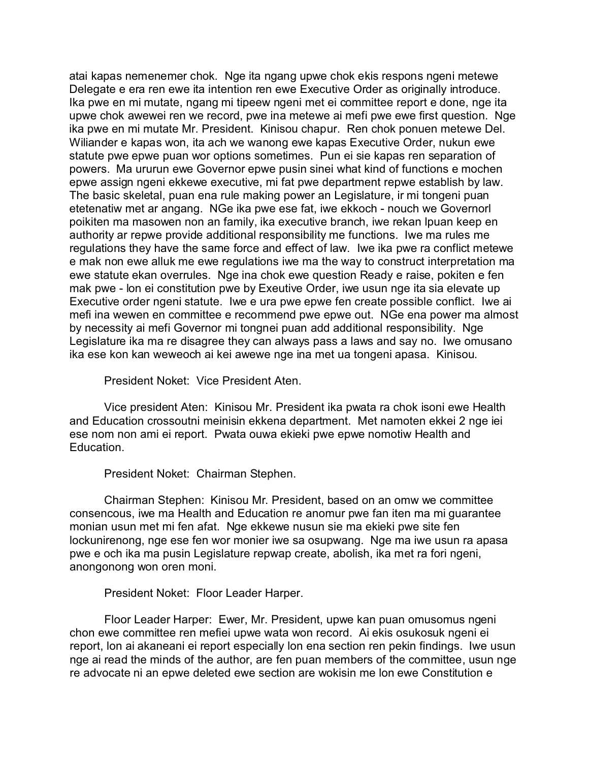atai kapas nemenemer chok. Nge ita ngang upwe chok ekis respons ngeni metewe Delegate e era ren ewe ita intention ren ewe Executive Order as originally introduce. Ika pwe en mi mutate, ngang mi tipeew ngeni met ei committee report e done, nge ita upwe chok awewei ren we record, pwe ina metewe ai mefi pwe ewe first question. Nge ika pwe en mi mutate Mr. President. Kinisou chapur. Ren chok ponuen metewe Del. Wiliander e kapas won, ita ach we wanong ewe kapas Executive Order, nukun ewe statute pwe epwe puan wor options sometimes. Pun ei sie kapas ren separation of powers. Ma ururun ewe Governor epwe pusin sinei what kind of functions e mochen epwe assign ngeni ekkewe executive, mi fat pwe department repwe establish by law. The basic skeletal, puan ena rule making power an Legislature, ir mi tongeni puan etetenatiw met ar angang. NGe ika pwe ese fat, iwe ekkoch - nouch we Governorl poikiten ma masowen non an family, ika executive branch, iwe rekan lpuan keep en authority ar repwe provide additional responsibility me functions. Iwe ma rules me regulations they have the same force and effect of law. Iwe ika pwe ra conflict metewe e mak non ewe alluk me ewe regulations iwe ma the way to construct interpretation ma ewe statute ekan overrules. Nge ina chok ewe question Ready e raise, pokiten e fen mak pwe - lon ei constitution pwe by Exeutive Order, iwe usun nge ita sia elevate up Executive order ngeni statute. Iwe e ura pwe epwe fen create possible conflict. Iwe ai mefi ina wewen en committee e recommend pwe epwe out. NGe ena power ma almost by necessity ai mefi Governor mi tongnei puan add additional responsibility. Nge Legislature ika ma re disagree they can always pass a laws and say no. Iwe omusano ika ese kon kan weweoch ai kei awewe nge ina met ua tongeni apasa. Kinisou.

President Noket: Vice President Aten.

Vice president Aten: Kinisou Mr. President ika pwata ra chok isoni ewe Health and Education crossoutni meinisin ekkena department. Met namoten ekkei 2 nge iei ese nom non ami ei report. Pwata ouwa ekieki pwe epwe nomotiw Health and Education.

President Noket: Chairman Stephen.

Chairman Stephen: Kinisou Mr. President, based on an omw we committee consencous, iwe ma Health and Education re anomur pwe fan iten ma mi guarantee monian usun met mi fen afat. Nge ekkewe nusun sie ma ekieki pwe site fen lockunirenong, nge ese fen wor monier iwe sa osupwang. Nge ma iwe usun ra apasa pwe e och ika ma pusin Legislature repwap create, abolish, ika met ra fori ngeni, anongonong won oren moni.

President Noket: Floor Leader Harper.

Floor Leader Harper: Ewer, Mr. President, upwe kan puan omusomus ngeni chon ewe committee ren mefiei upwe wata won record. Ai ekis osukosuk ngeni ei report, lon ai akaneani ei report especially lon ena section ren pekin findings. Iwe usun nge ai read the minds of the author, are fen puan members of the committee, usun nge re advocate ni an epwe deleted ewe section are wokisin me lon ewe Constitution e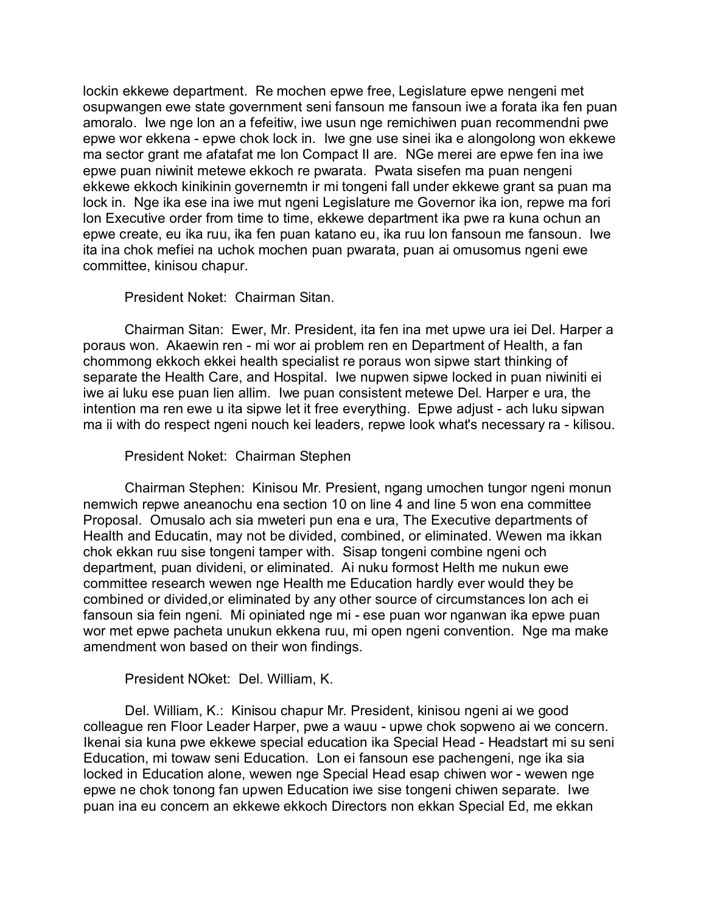lockin ekkewe department. Re mochen epwe free, Legislature epwe nengeni met osupwangen ewe state government seni fansoun me fansoun iwe a forata ika fen puan amoralo. Iwe nge lon an a fefeitiw, iwe usun nge remichiwen puan recommendni pwe epwe wor ekkena - epwe chok lock in. Iwe gne use sinei ika e alongolong won ekkewe ma sector grant me afatafat me lon Compact II are. NGe merei are epwe fen ina iwe epwe puan niwinit metewe ekkoch re pwarata. Pwata sisefen ma puan nengeni ekkewe ekkoch kinikinin governemtn ir mi tongeni fall under ekkewe grant sa puan ma lock in. Nge ika ese ina iwe mut ngeni Legislature me Governor ika ion, repwe ma fori lon Executive order from time to time, ekkewe department ika pwe ra kuna ochun an epwe create, eu ika ruu, ika fen puan katano eu, ika ruu lon fansoun me fansoun. Iwe ita ina chok mefiei na uchok mochen puan pwarata, puan ai omusomus ngeni ewe committee, kinisou chapur.

President Noket: Chairman Sitan.

Chairman Sitan: Ewer, Mr. President, ita fen ina met upwe ura iei Del. Harper a poraus won. Akaewin ren - mi wor ai problem ren en Department of Health, a fan chommong ekkoch ekkei health specialist re poraus won sipwe start thinking of separate the Health Care, and Hospital. Iwe nupwen sipwe locked in puan niwiniti ei iwe ai luku ese puan lien allim. Iwe puan consistent metewe Del. Harper e ura, the intention ma ren ewe u ita sipwe let it free everything. Epwe adjust - ach luku sipwan ma ii with do respect ngeni nouch kei leaders, repwe look what's necessary ra - kilisou.

President Noket: Chairman Stephen

Chairman Stephen: Kinisou Mr. Presient, ngang umochen tungor ngeni monun nemwich repwe aneanochu ena section 10 on line 4 and line 5 won ena committee Proposal. Omusalo ach sia mweteri pun ena e ura, The Executive departments of Health and Educatin, may not be divided, combined, or eliminated. Wewen ma ikkan chok ekkan ruu sise tongeni tamper with. Sisap tongeni combine ngeni och department, puan divideni, or eliminated. Ai nuku formost Helth me nukun ewe committee research wewen nge Health me Education hardly ever would they be combined or divided,or eliminated by any other source of circumstances lon ach ei fansoun sia fein ngeni. Mi opiniated nge mi - ese puan wor nganwan ika epwe puan wor met epwe pacheta unukun ekkena ruu, mi open ngeni convention. Nge ma make amendment won based on their won findings.

President NOket: Del. William, K.

Del. William, K.: Kinisou chapur Mr. President, kinisou ngeni ai we good colleague ren Floor Leader Harper, pwe a wauu - upwe chok sopweno ai we concern. Ikenai sia kuna pwe ekkewe special education ika Special Head - Headstart mi su seni Education, mi towaw seni Education. Lon ei fansoun ese pachengeni, nge ika sia locked in Education alone, wewen nge Special Head esap chiwen wor - wewen nge epwe ne chok tonong fan upwen Education iwe sise tongeni chiwen separate. Iwe puan ina eu concern an ekkewe ekkoch Directors non ekkan Special Ed, me ekkan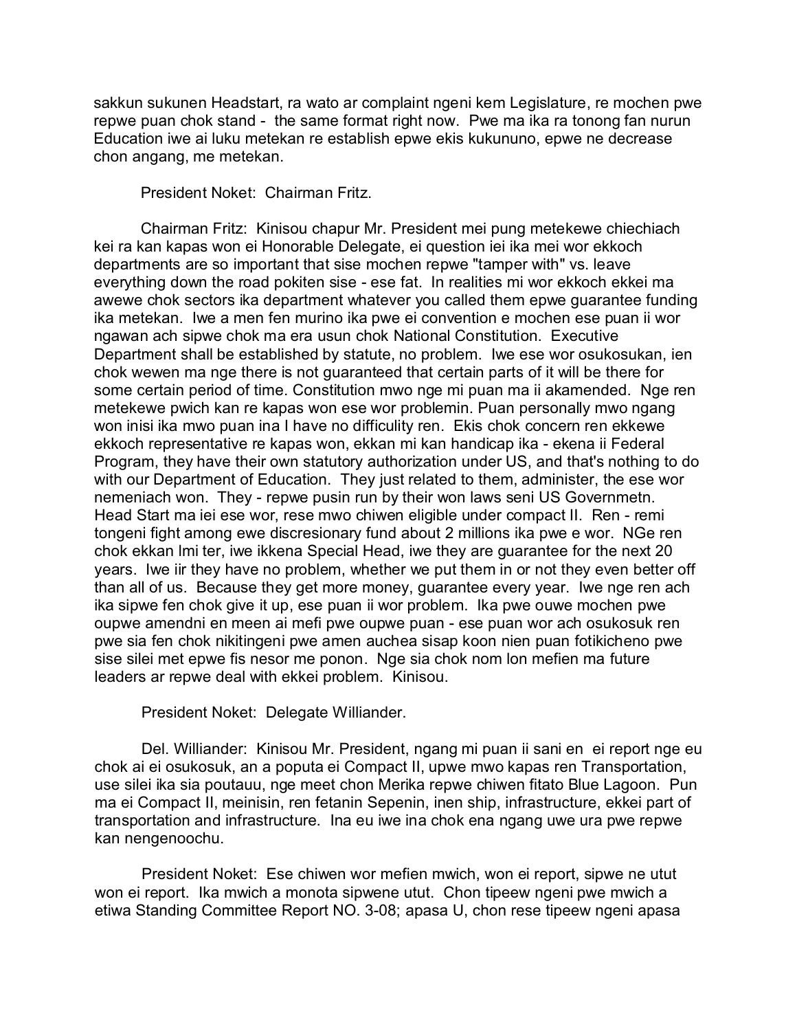sakkun sukunen Headstart, ra wato ar complaint ngeni kem Legislature, re mochen pwe repwe puan chok stand - the same format right now. Pwe ma ika ra tonong fan nurun Education iwe ai luku metekan re establish epwe ekis kukununo, epwe ne decrease chon angang, me metekan.

President Noket: Chairman Fritz.

Chairman Fritz: Kinisou chapur Mr. President mei pung metekewe chiechiach kei ra kan kapas won ei Honorable Delegate, ei question iei ika mei wor ekkoch departments are so important that sise mochen repwe "tamper with" vs. leave everything down the road pokiten sise - ese fat. In realities mi wor ekkoch ekkei ma awewe chok sectors ika department whatever you called them epwe guarantee funding ika metekan. Iwe a men fen murino ika pwe ei convention e mochen ese puan ii wor ngawan ach sipwe chok ma era usun chok National Constitution. Executive Department shall be established by statute, no problem. Iwe ese wor osukosukan, ien chok wewen ma nge there is not guaranteed that certain parts of it will be there for some certain period of time. Constitution mwo nge mi puan ma ii akamended. Nge ren metekewe pwich kan re kapas won ese wor problemin. Puan personally mwo ngang won inisi ika mwo puan ina I have no difficulity ren. Ekis chok concern ren ekkewe ekkoch representative re kapas won, ekkan mi kan handicap ika - ekena ii Federal Program, they have their own statutory authorization under US, and that's nothing to do with our Department of Education. They just related to them, administer, the ese wor nemeniach won. They - repwe pusin run by their won laws seni US Governmetn. Head Start ma iei ese wor, rese mwo chiwen eligible under compact II. Ren - remi tongeni fight among ewe discresionary fund about 2 millions ika pwe e wor. NGe ren chok ekkan lmi ter, iwe ikkena Special Head, iwe they are guarantee for the next 20 years. Iwe iir they have no problem, whether we put them in or not they even better off than all of us. Because they get more money, guarantee every year. Iwe nge ren ach ika sipwe fen chok give it up, ese puan ii wor problem. Ika pwe ouwe mochen pwe oupwe amendni en meen ai mefi pwe oupwe puan - ese puan wor ach osukosuk ren pwe sia fen chok nikitingeni pwe amen auchea sisap koon nien puan fotikicheno pwe sise silei met epwe fis nesor me ponon. Nge sia chok nom lon mefien ma future leaders ar repwe deal with ekkei problem. Kinisou.

President Noket: Delegate Williander.

Del. Williander: Kinisou Mr. President, ngang mi puan ii sani en ei report nge eu chok ai ei osukosuk, an a poputa ei Compact II, upwe mwo kapas ren Transportation, use silei ika sia poutauu, nge meet chon Merika repwe chiwen fitato Blue Lagoon. Pun ma ei Compact II, meinisin, ren fetanin Sepenin, inen ship, infrastructure, ekkei part of transportation and infrastructure. Ina eu iwe ina chok ena ngang uwe ura pwe repwe kan nengenoochu.

President Noket: Ese chiwen wor mefien mwich, won ei report, sipwe ne utut won ei report. Ika mwich a monota sipwene utut. Chon tipeew ngeni pwe mwich a etiwa Standing Committee Report NO. 3-08; apasa U, chon rese tipeew ngeni apasa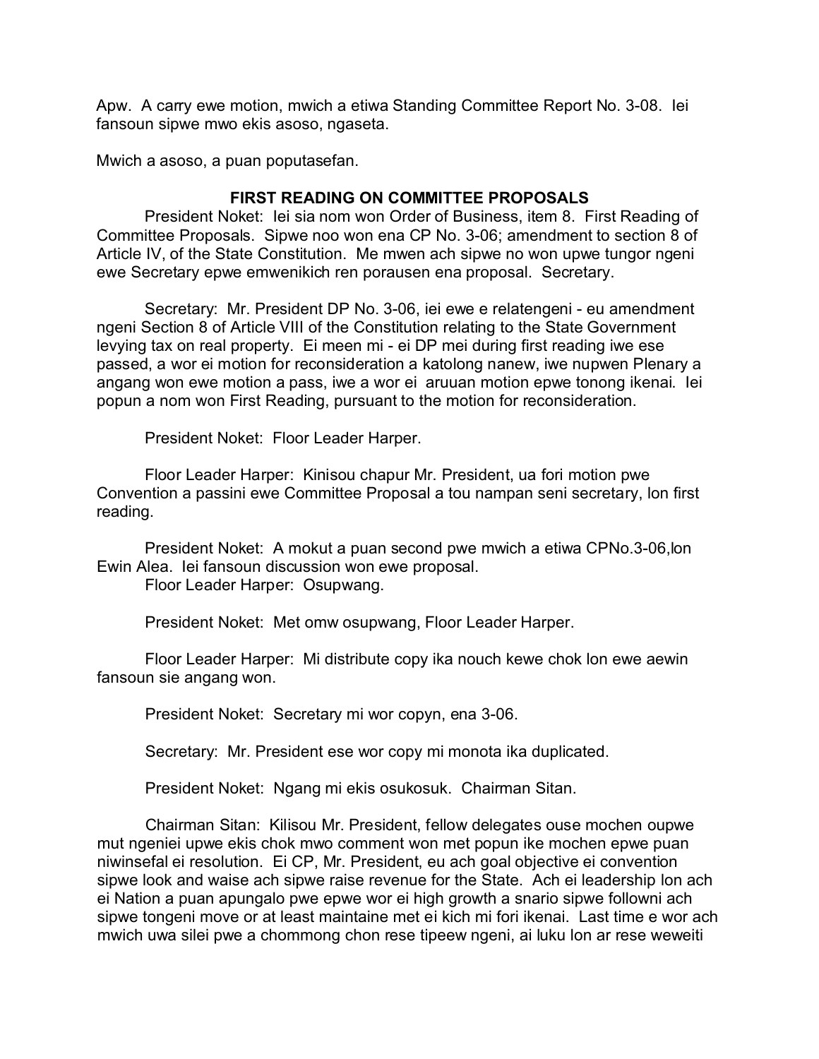Apw. A carry ewe motion, mwich a etiwa Standing Committee Report No. 3-08. Iei fansoun sipwe mwo ekis asoso, ngaseta.

Mwich a asoso, a puan poputasefan.

## FIRST READING ON COMMITTEE PROPOSALS

President Noket: Iei sia nom won Order of Business, item 8. First Reading of Committee Proposals. Sipwe noo won ena CP No. 3-06; amendment to section 8 of Article IV, of the State Constitution. Me mwen ach sipwe no won upwe tungor ngeni ewe Secretary epwe emwenikich ren porausen ena proposal. Secretary.

Secretary: Mr. President DP No. 3-06, iei ewe e relatengeni - eu amendment ngeni Section 8 of Article VIII of the Constitution relating to the State Government levying tax on real property. Ei meen mi - ei DP mei during first reading iwe ese passed, a wor ei motion for reconsideration a katolong nanew, iwe nupwen Plenary a angang won ewe motion a pass, iwe a wor ei aruuan motion epwe tonong ikenai. Iei popun a nom won First Reading, pursuant to the motion for reconsideration.

President Noket: Floor Leader Harper.

Floor Leader Harper: Kinisou chapur Mr. President, ua fori motion pwe Convention a passini ewe Committee Proposal a tou nampan seni secretary, lon first reading.

President Noket: A mokut a puan second pwe mwich a etiwa CPNo.3-06,lon Ewin Alea. Iei fansoun discussion won ewe proposal.

Floor Leader Harper: Osupwang.

President Noket: Met omw osupwang, Floor Leader Harper.

Floor Leader Harper: Mi distribute copy ika nouch kewe chok lon ewe aewin fansoun sie angang won.

President Noket: Secretary mi wor copyn, ena 3-06.

Secretary: Mr. President ese wor copy mi monota ika duplicated.

President Noket: Ngang mi ekis osukosuk. Chairman Sitan.

Chairman Sitan: Kilisou Mr. President, fellow delegates ouse mochen oupwe mut ngeniei upwe ekis chok mwo comment won met popun ike mochen epwe puan niwinsefal ei resolution. Ei CP, Mr. President, eu ach goal objective ei convention sipwe look and waise ach sipwe raise revenue for the State. Ach ei leadership lon ach ei Nation a puan apungalo pwe epwe wor ei high growth a snario sipwe followni ach sipwe tongeni move or at least maintaine met ei kich mi fori ikenai. Last time e wor ach mwich uwa silei pwe a chommong chon rese tipeew ngeni, ai luku lon ar rese weweiti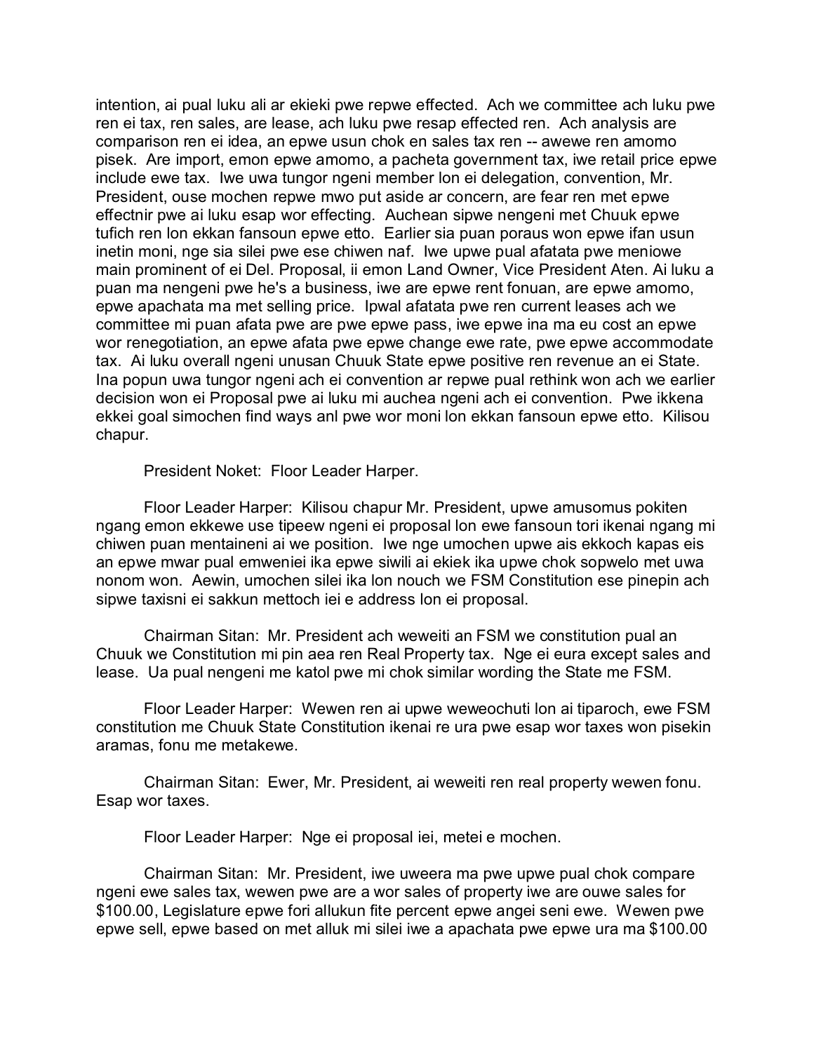intention, ai pual luku ali ar ekieki pwe repwe effected. Ach we committee ach luku pwe ren ei tax, ren sales, are lease, ach luku pwe resap effected ren. Ach analysis are comparison ren ei idea, an epwe usun chok en sales tax ren -- awewe ren amomo pisek. Are import, emon epwe amomo, a pacheta government tax, iwe retail price epwe include ewe tax. Iwe uwa tungor ngeni member lon ei delegation, convention, Mr. President, ouse mochen repwe mwo put aside ar concern, are fear ren met epwe effectnir pwe ai luku esap wor effecting. Auchean sipwe nengeni met Chuuk epwe tufich ren lon ekkan fansoun epwe etto. Earlier sia puan poraus won epwe ifan usun inetin moni, nge sia silei pwe ese chiwen naf. Iwe upwe pual afatata pwe meniowe main prominent of ei Del. Proposal, ii emon Land Owner, Vice President Aten. Ai luku a puan ma nengeni pwe he's a business, iwe are epwe rent fonuan, are epwe amomo, epwe apachata ma met selling price. Ipwal afatata pwe ren current leases ach we committee mi puan afata pwe are pwe epwe pass, iwe epwe ina ma eu cost an epwe wor renegotiation, an epwe afata pwe epwe change ewe rate, pwe epwe accommodate tax. Ai luku overall ngeni unusan Chuuk State epwe positive ren revenue an ei State. Ina popun uwa tungor ngeni ach ei convention ar repwe pual rethink won ach we earlier decision won ei Proposal pwe ai luku mi auchea ngeni ach ei convention. Pwe ikkena ekkei goal simochen find ways anl pwe wor moni lon ekkan fansoun epwe etto. Kilisou chapur.

President Noket: Floor Leader Harper.

Floor Leader Harper: Kilisou chapur Mr. President, upwe amusomus pokiten ngang emon ekkewe use tipeew ngeni ei proposal lon ewe fansoun tori ikenai ngang mi chiwen puan mentaineni ai we position. Iwe nge umochen upwe ais ekkoch kapas eis an epwe mwar pual emweniei ika epwe siwili ai ekiek ika upwe chok sopwelo met uwa nonom won. Aewin, umochen silei ika lon nouch we FSM Constitution ese pinepin ach sipwe taxisni ei sakkun mettoch iei e address lon ei proposal.

Chairman Sitan: Mr. President ach weweiti an FSM we constitution pual an Chuuk we Constitution mi pin aea ren Real Property tax. Nge ei eura except sales and lease. Ua pual nengeni me katol pwe mi chok similar wording the State me FSM.

Floor Leader Harper: Wewen ren ai upwe weweochuti lon ai tiparoch, ewe FSM constitution me Chuuk State Constitution ikenai re ura pwe esap wor taxes won pisekin aramas, fonu me metakewe.

Chairman Sitan: Ewer, Mr. President, ai weweiti ren real property wewen fonu. Esap wor taxes.

Floor Leader Harper: Nge ei proposal iei, metei e mochen.

Chairman Sitan: Mr. President, iwe uweera ma pwe upwe pual chok compare ngeni ewe sales tax, wewen pwe are a wor sales of property iwe are ouwe sales for $100.00, Legislature epwe fori allukun fite percent epwe angei seni ewe. Wewen pwe epwe sell, epwe based on met alluk mi silei iwe a apachata pwe epwe ura ma $100.00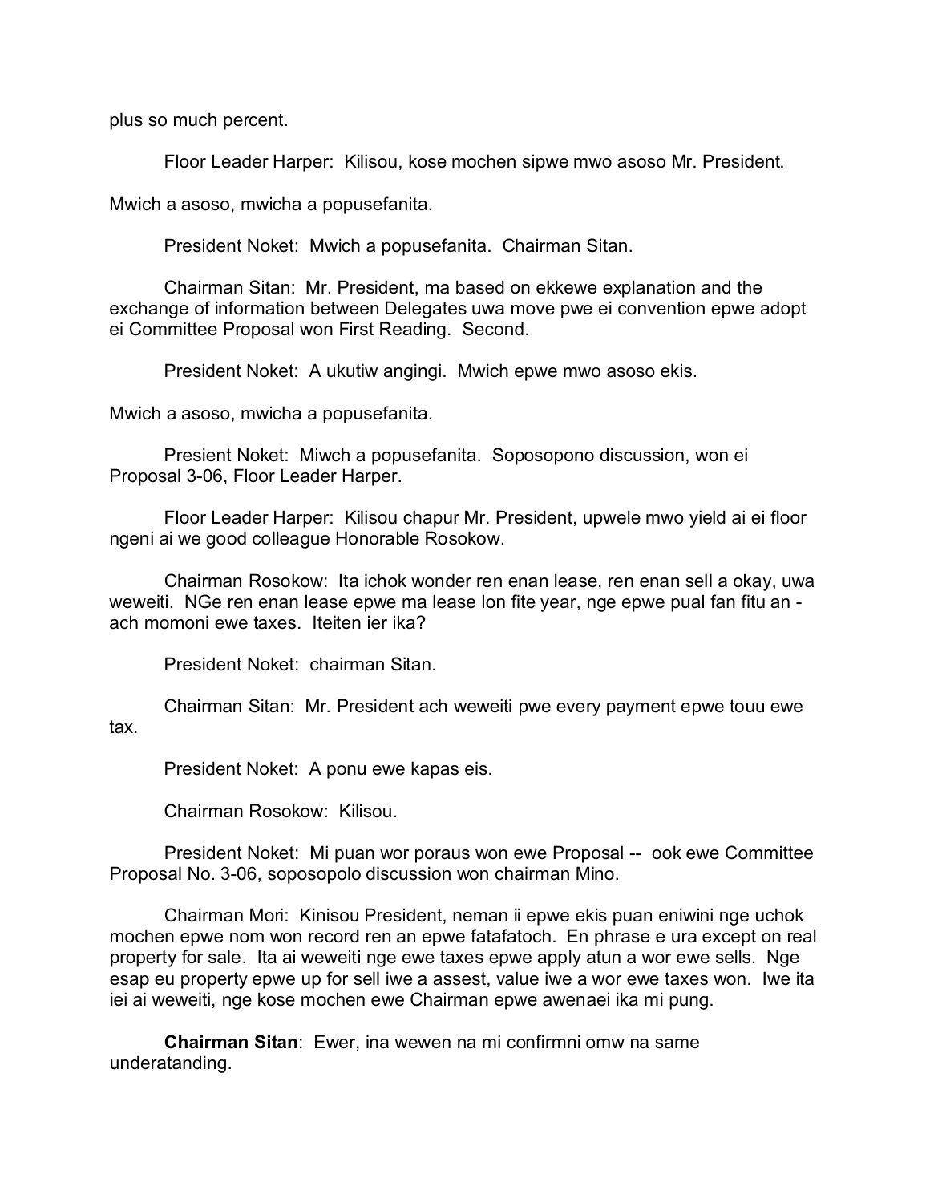plus so much percent.

Floor Leader Harper: Kilisou, kose mochen sipwe mwo asoso Mr. President.

Mwich a asoso, mwicha a popusefanita.

President Noket: Mwich a popusefanita. Chairman Sitan.

Chairman Sitan: Mr. President, ma based on ekkewe explanation and the exchange of information between Delegates uwa move pwe ei convention epwe adopt ei Committee Proposal won First Reading. Second.

President Noket: A ukutiw angingi. Mwich epwe mwo asoso ekis.

Mwich a asoso, mwicha a popusefanita.

Presient Noket: Miwch a popusefanita. Soposopono discussion, won ei Proposal 3-06, Floor Leader Harper.

Floor Leader Harper: Kilisou chapur Mr. President, upwele mwo yield ai ei floor ngeni ai we good colleague Honorable Rosokow.

Chairman Rosokow: Ita ichok wonder ren enan lease, ren enan sell a okay, uwa weweiti. NGe ren enan lease epwe ma lease lon fite year, nge epwe pual fan fitu an - ach momoni ewe taxes. Iteiten ier ika?

President Noket: chairman Sitan.

Chairman Sitan: Mr. President ach weweiti pwe every payment epwe touu ewe tax.

President Noket: A ponu ewe kapas eis.

Chairman Rosokow: Kilisou.

President Noket: Mi puan wor poraus won ewe Proposal -- ook ewe Committee Proposal No. 3-06, soposopolo discussion won chairman Mino.

Chairman Mori: Kinisou President, neman ii epwe ekis puan eniwini nge uchok mochen epwe nom won record ren an epwe fatafatoch. En phrase e ura except on real property for sale. Ita ai weweiti nge ewe taxes epwe apply atun a wor ewe sells. Nge esap eu property epwe up for sell iwe a assest, value iwe a wor ewe taxes won. Iwe ita iei ai weweiti, nge kose mochen ewe Chairman epwe awenaei ika mi pung.

**Chairman Sitan**: Ewer, ina wewen na mi confirmni omw na same underatanding.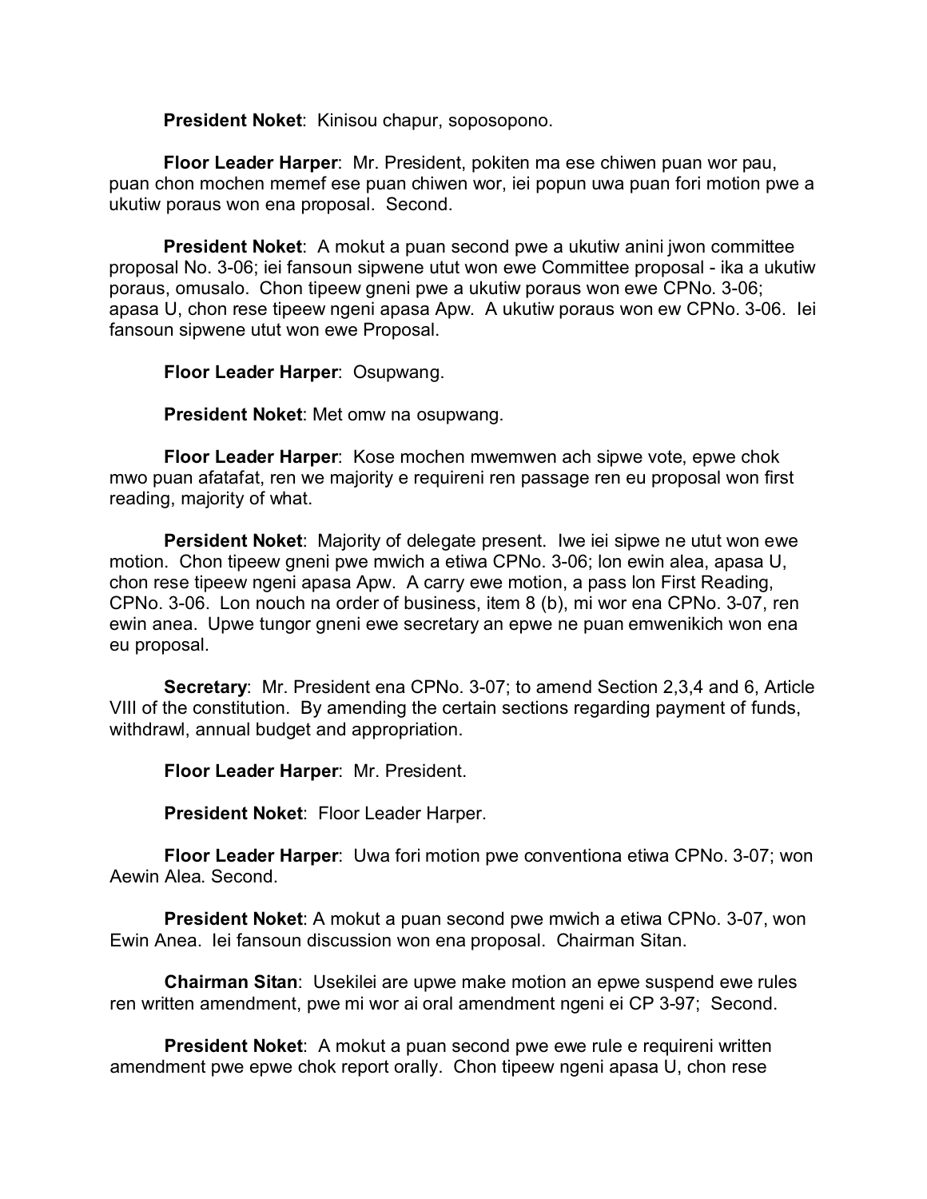**President Noket**: Kinisou chapur, soposopono.

**Floor Leader Harper**: Mr. President, pokiten ma ese chiwen puan wor pau, puan chon mochen memef ese puan chiwen wor, iei popun uwa puan fori motion pwe a ukutiw poraus won ena proposal. Second.

**President Noket**: A mokut a puan second pwe a ukutiw anini jwon committee proposal No. 3-06; iei fansoun sipwene utut won ewe Committee proposal - ika a ukutiw poraus, omusalo. Chon tipeew gneni pwe a ukutiw poraus won ewe CPNo. 3-06; apasa U, chon rese tipeew ngeni apasa Apw. A ukutiw poraus won ew CPNo. 3-06. Iei fansoun sipwene utut won ewe Proposal.

**Floor Leader Harper**: Osupwang.

**President Noket**: Met omw na osupwang.

**Floor Leader Harper**: Kose mochen mwemwen ach sipwe vote, epwe chok mwo puan afatafat, ren we majority e requireni ren passage ren eu proposal won first reading, majority of what.

**Persident Noket**: Majority of delegate present. Iwe iei sipwe ne utut won ewe motion. Chon tipeew gneni pwe mwich a etiwa CPNo. 3-06; lon ewin alea, apasa U, chon rese tipeew ngeni apasa Apw. A carry ewe motion, a pass lon First Reading, CPNo. 3-06. Lon nouch na order of business, item 8 (b), mi wor ena CPNo. 3-07, ren ewin anea. Upwe tungor gneni ewe secretary an epwe ne puan emwenikich won ena eu proposal.

**Secretary**: Mr. President ena CPNo. 3-07; to amend Section 2,3,4 and 6, Article VIII of the constitution. By amending the certain sections regarding payment of funds, withdrawl, annual budget and appropriation.

**Floor Leader Harper**: Mr. President.

**President Noket**: Floor Leader Harper.

**Floor Leader Harper**: Uwa fori motion pwe conventiona etiwa CPNo. 3-07; won Aewin Alea. Second.

**President Noket**: A mokut a puan second pwe mwich a etiwa CPNo. 3-07, won Ewin Anea. Iei fansoun discussion won ena proposal. Chairman Sitan.

**Chairman Sitan**: Usekilei are upwe make motion an epwe suspend ewe rules ren written amendment, pwe mi wor ai oral amendment ngeni ei CP 3-97; Second.

**President Noket**: A mokut a puan second pwe ewe rule e requireni written amendment pwe epwe chok report orally. Chon tipeew ngeni apasa U, chon rese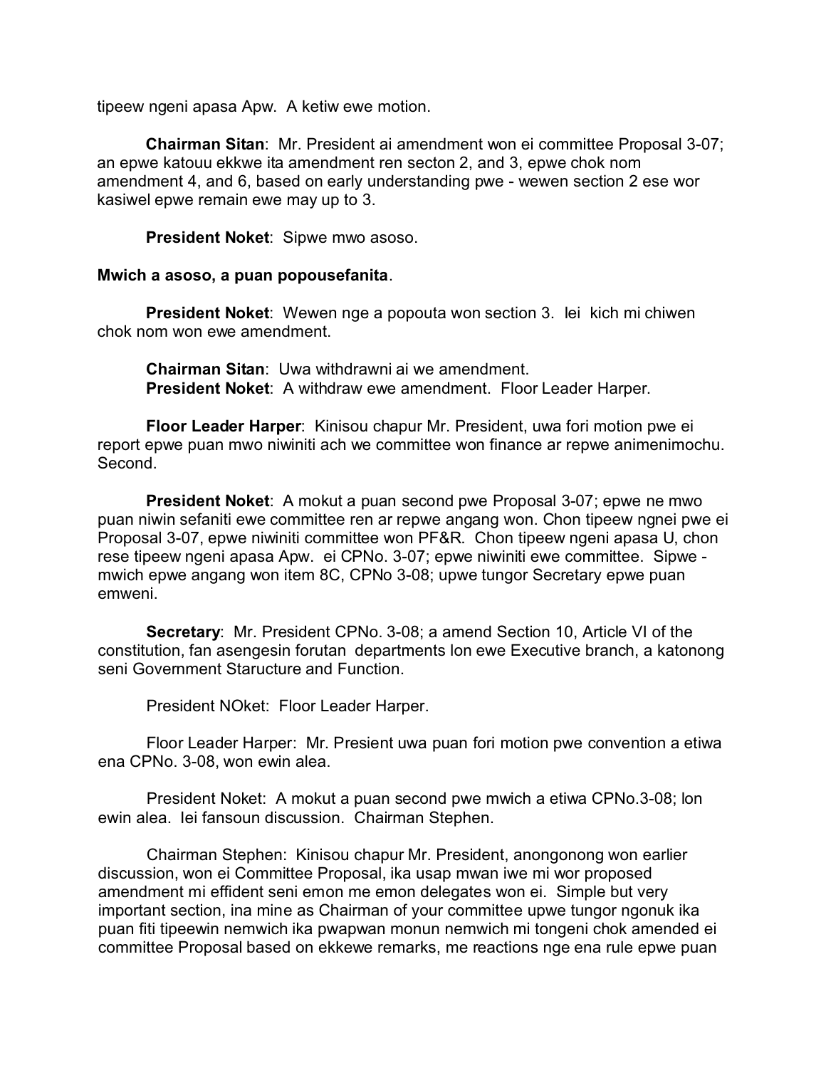tipeew ngeni apasa Apw.  A ketiw ewe motion.

**Chairman Sitan**: Mr. President ai amendment won ei committee Proposal 3-07; an epwe katouu ekkwe ita amendment ren secton 2, and 3, epwe chok nom amendment 4, and 6, based on early understanding pwe - wewen section 2 ese wor kasiwel epwe remain ewe may up to 3.

**President Noket**: Sipwe mwo asoso.

**Mwich a asoso, a puan popousefanita**.

**President Noket**: Wewen nge a popouta won section 3.  Iei  kich mi chiwen chok nom won ewe amendment.

**Chairman Sitan**: Uwa withdrawni ai we amendment.
**President Noket**: A withdraw ewe amendment.  Floor Leader Harper.

**Floor Leader Harper**: Kinisou chapur Mr. President, uwa fori motion pwe ei report epwe puan mwo niwiniti ach we committee won finance ar repwe animenimochu. Second.

**President Noket**: A mokut a puan second pwe Proposal 3-07; epwe ne mwo puan niwin sefaniti ewe committee ren ar repwe angang won. Chon tipeew ngnei pwe ei Proposal 3-07, epwe niwiniti committee won PF&R.  Chon tipeew ngeni apasa U, chon rese tipeew ngeni apasa Apw.  ei CPNo. 3-07; epwe niwiniti ewe committee.  Sipwe - mwich epwe angang won item 8C, CPNo 3-08; upwe tungor Secretary epwe puan emweni.

**Secretary**: Mr. President CPNo. 3-08; a amend Section 10, Article VI of the constitution, fan asengesin forutan  departments lon ewe Executive branch, a katonong seni Government Staructure and Function.

President NOket:  Floor Leader Harper.

Floor Leader Harper:  Mr. Presient uwa puan fori motion pwe convention a etiwa ena CPNo. 3-08, won ewin alea.

President Noket:  A mokut a puan second pwe mwich a etiwa CPNo.3-08; lon ewin alea.  Iei fansoun discussion.  Chairman Stephen.

Chairman Stephen:  Kinisou chapur Mr. President, anongonong won earlier discussion, won ei Committee Proposal, ika usap mwan iwe mi wor proposed amendment mi effident seni emon me emon delegates won ei.  Simple but very important section, ina mine as Chairman of your committee upwe tungor ngonuk ika puan fiti tipeewin nemwich ika pwapwan monun nemwich mi tongeni chok amended ei committee Proposal based on ekkewe remarks, me reactions nge ena rule epwe puan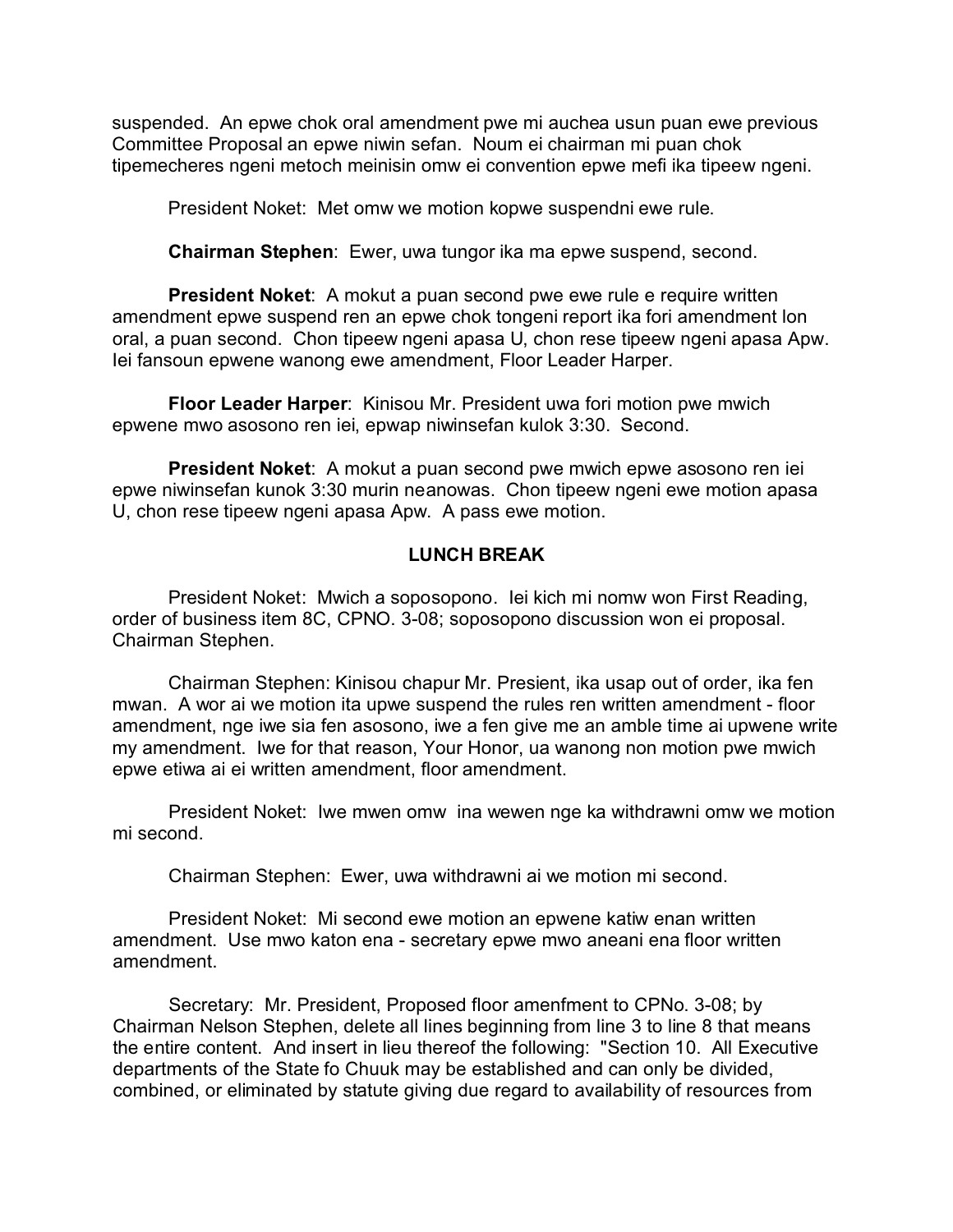suspended. An epwe chok oral amendment pwe mi auchea usun puan ewe previous Committee Proposal an epwe niwin sefan. Noum ei chairman mi puan chok tipemecheres ngeni metoch meinisin omw ei convention epwe mefi ika tipeew ngeni.

President Noket: Met omw we motion kopwe suspendni ewe rule.

**Chairman Stephen**: Ewer, uwa tungor ika ma epwe suspend, second.

**President Noket**: A mokut a puan second pwe ewe rule e require written amendment epwe suspend ren an epwe chok tongeni report ika fori amendment lon oral, a puan second. Chon tipeew ngeni apasa U, chon rese tipeew ngeni apasa Apw. Iei fansoun epwene wanong ewe amendment, Floor Leader Harper.

**Floor Leader Harper**: Kinisou Mr. President uwa fori motion pwe mwich epwene mwo asosono ren iei, epwap niwinsefan kulok 3:30. Second.

**President Noket**: A mokut a puan second pwe mwich epwe asosono ren iei epwe niwinsefan kunok 3:30 murin neanowas. Chon tipeew ngeni ewe motion apasa U, chon rese tipeew ngeni apasa Apw. A pass ewe motion.

**LUNCH BREAK**

President Noket: Mwich a soposopono. Iei kich mi nomw won First Reading, order of business item 8C, CPNO. 3-08; soposopono discussion won ei proposal. Chairman Stephen.

Chairman Stephen: Kinisou chapur Mr. Presient, ika usap out of order, ika fen mwan. A wor ai we motion ita upwe suspend the rules ren written amendment - floor amendment, nge iwe sia fen asosono, iwe a fen give me an amble time ai upwene write my amendment. Iwe for that reason, Your Honor, ua wanong non motion pwe mwich epwe etiwa ai ei written amendment, floor amendment.

President Noket: Iwe mwen omw ina wewen nge ka withdrawni omw we motion mi second.

Chairman Stephen: Ewer, uwa withdrawni ai we motion mi second.

President Noket: Mi second ewe motion an epwene katiw enan written amendment. Use mwo katon ena - secretary epwe mwo aneani ena floor written amendment.

Secretary: Mr. President, Proposed floor amenfment to CPNo. 3-08; by Chairman Nelson Stephen, delete all lines beginning from line 3 to line 8 that means the entire content. And insert in lieu thereof the following: "Section 10. All Executive departments of the State fo Chuuk may be established and can only be divided, combined, or eliminated by statute giving due regard to availability of resources from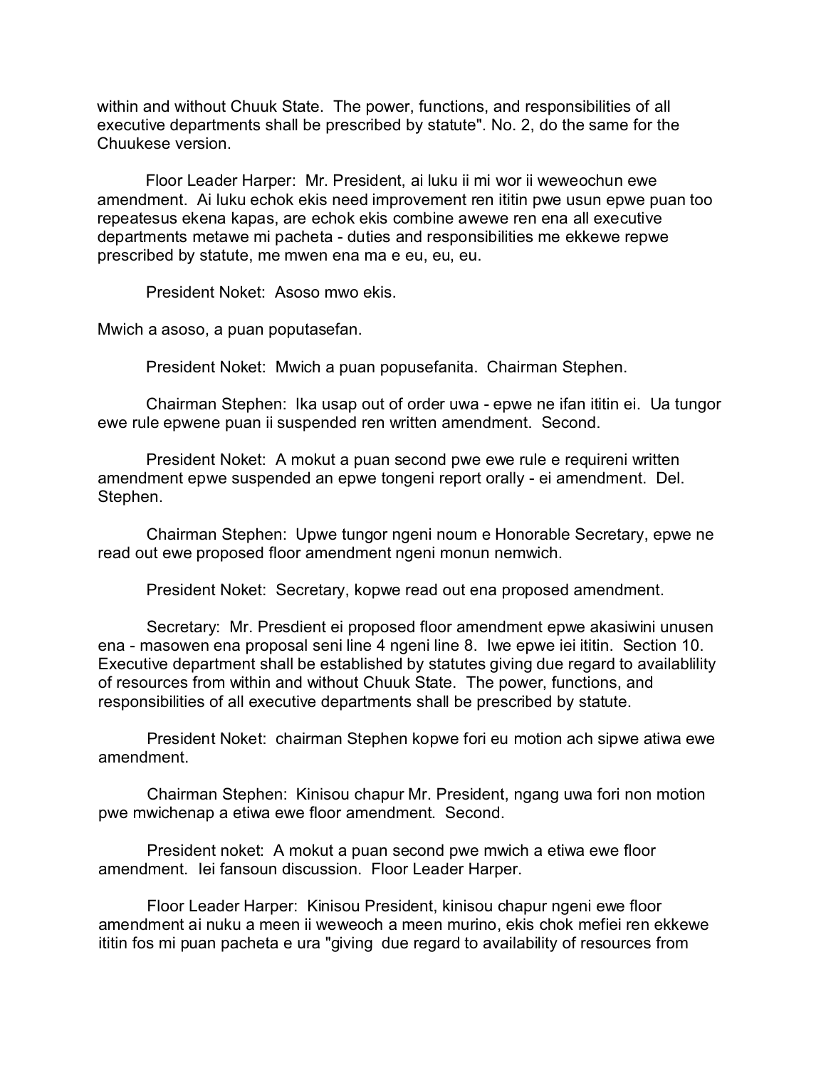within and without Chuuk State. The power, functions, and responsibilities of all executive departments shall be prescribed by statute". No. 2, do the same for the Chuukese version.

Floor Leader Harper: Mr. President, ai luku ii mi wor ii weweochun ewe amendment. Ai luku echok ekis need improvement ren ititin pwe usun epwe puan too repeatesus ekena kapas, are echok ekis combine awewe ren ena all executive departments metawe mi pacheta - duties and responsibilities me ekkewe repwe prescribed by statute, me mwen ena ma e eu, eu, eu.

President Noket: Asoso mwo ekis.

Mwich a asoso, a puan poputasefan.

President Noket: Mwich a puan popusefanita. Chairman Stephen.

Chairman Stephen: Ika usap out of order uwa - epwe ne ifan ititin ei. Ua tungor ewe rule epwene puan ii suspended ren written amendment. Second.

President Noket: A mokut a puan second pwe ewe rule e requireni written amendment epwe suspended an epwe tongeni report orally - ei amendment. Del. Stephen.

Chairman Stephen: Upwe tungor ngeni noum e Honorable Secretary, epwe ne read out ewe proposed floor amendment ngeni monun nemwich.

President Noket: Secretary, kopwe read out ena proposed amendment.

Secretary: Mr. Presdient ei proposed floor amendment epwe akasiwini unusen ena - masowen ena proposal seni line 4 ngeni line 8. Iwe epwe iei ititin. Section 10. Executive department shall be established by statutes giving due regard to availablility of resources from within and without Chuuk State. The power, functions, and responsibilities of all executive departments shall be prescribed by statute.

President Noket: chairman Stephen kopwe fori eu motion ach sipwe atiwa ewe amendment.

Chairman Stephen: Kinisou chapur Mr. President, ngang uwa fori non motion pwe mwichenap a etiwa ewe floor amendment. Second.

President noket: A mokut a puan second pwe mwich a etiwa ewe floor amendment. Iei fansoun discussion. Floor Leader Harper.

Floor Leader Harper: Kinisou President, kinisou chapur ngeni ewe floor amendment ai nuku a meen ii weweoch a meen murino, ekis chok mefiei ren ekkewe ititin fos mi puan pacheta e ura "giving due regard to availability of resources from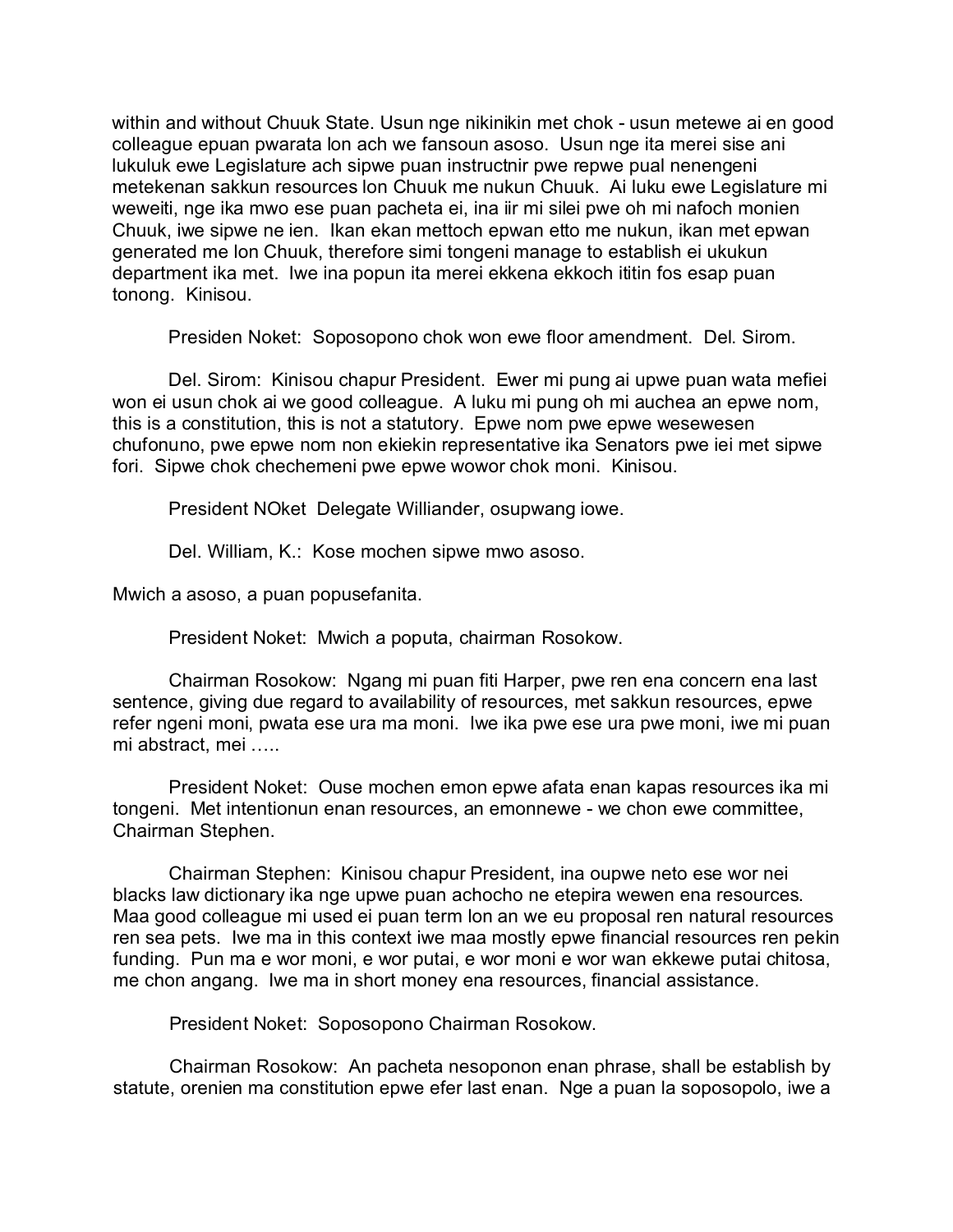within and without Chuuk State. Usun nge nikinikin met chok - usun metewe ai en good colleague epuan pwarata lon ach we fansoun asoso. Usun nge ita merei sise ani lukuluk ewe Legislature ach sipwe puan instructnir pwe repwe pual nenengeni metekenan sakkun resources lon Chuuk me nukun Chuuk. Ai luku ewe Legislature mi weweiti, nge ika mwo ese puan pacheta ei, ina iir mi silei pwe oh mi nafoch monien Chuuk, iwe sipwe ne ien. Ikan ekan mettoch epwan etto me nukun, ikan met epwan generated me lon Chuuk, therefore simi tongeni manage to establish ei ukukun department ika met. Iwe ina popun ita merei ekkena ekkoch ititin fos esap puan tonong. Kinisou.

President Noket: Soposopono chok won ewe floor amendment. Del. Sirom.

Del. Sirom: Kinisou chapur President. Ewer mi pung ai upwe puan wata mefiei won ei usun chok ai we good colleague. A luku mi pung oh mi auchea an epwe nom, this is a constitution, this is not a statutory. Epwe nom pwe epwe wesewesen chufonuno, pwe epwe nom non ekiekin representative ika Senators pwe iei met sipwe fori. Sipwe chok chechemeni pwe epwe wowor chok moni. Kinisou.

President NOket Delegate Williander, osupwang iowe.

Del. William, K.: Kose mochen sipwe mwo asoso.

Mwich a asoso, a puan popusefanita.

President Noket: Mwich a poputa, chairman Rosokow.

Chairman Rosokow: Ngang mi puan fiti Harper, pwe ren ena concern ena last sentence, giving due regard to availability of resources, met sakkun resources, epwe refer ngeni moni, pwata ese ura ma moni. Iwe ika pwe ese ura pwe moni, iwe mi puan mi abstract, mei …..

President Noket: Ouse mochen emon epwe afata enan kapas resources ika mi tongeni. Met intentionun enan resources, an emonnewe - we chon ewe committee, Chairman Stephen.

Chairman Stephen: Kinisou chapur President, ina oupwe neto ese wor nei blacks law dictionary ika nge upwe puan achocho ne etepira wewen ena resources. Maa good colleague mi used ei puan term lon an we eu proposal ren natural resources ren sea pets. Iwe ma in this context iwe maa mostly epwe financial resources ren pekin funding. Pun ma e wor moni, e wor putai, e wor moni e wor wan ekkewe putai chitosa, me chon angang. Iwe ma in short money ena resources, financial assistance.

President Noket: Soposopono Chairman Rosokow.

Chairman Rosokow: An pacheta nesoponon enan phrase, shall be establish by statute, orenien ma constitution epwe efer last enan. Nge a puan la soposopolo, iwe a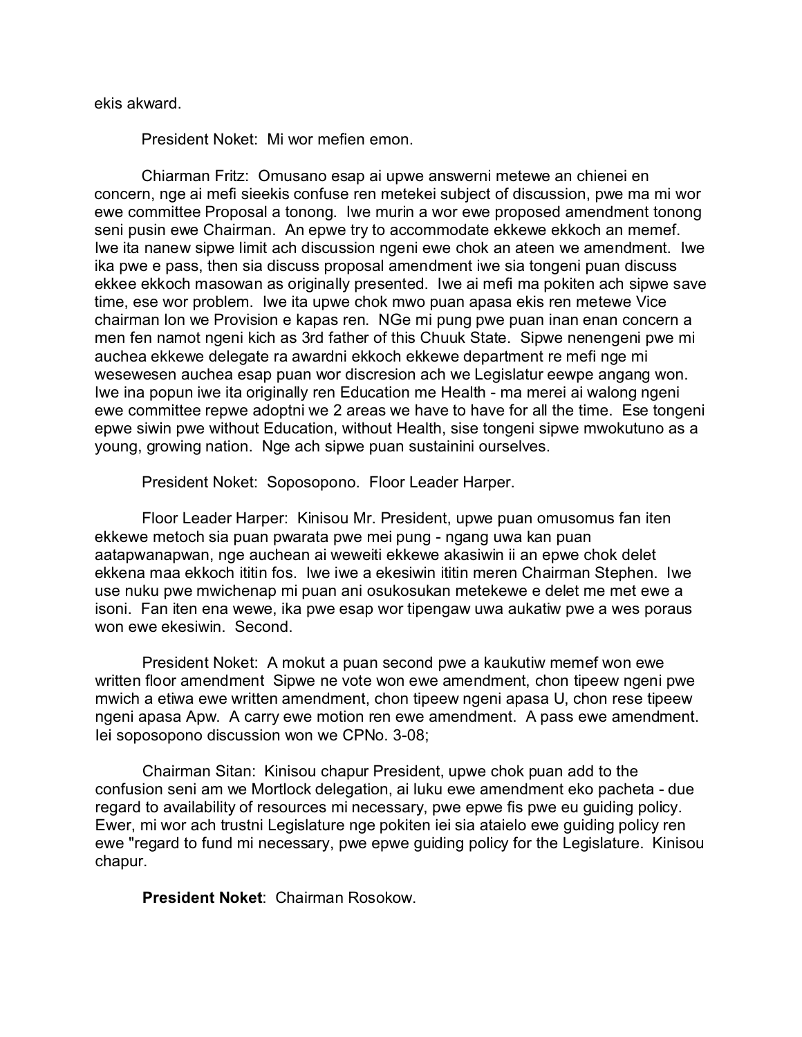ekis akward.

President Noket: Mi wor mefien emon.

Chiarman Fritz: Omusano esap ai upwe answerni metewe an chienei en concern, nge ai mefi sieekis confuse ren metekei subject of discussion, pwe ma mi wor ewe committee Proposal a tonong. Iwe murin a wor ewe proposed amendment tonong seni pusin ewe Chairman. An epwe try to accommodate ekkewe ekkoch an memef. Iwe ita nanew sipwe limit ach discussion ngeni ewe chok an ateen we amendment. Iwe ika pwe e pass, then sia discuss proposal amendment iwe sia tongeni puan discuss ekkee ekkoch masowan as originally presented. Iwe ai mefi ma pokiten ach sipwe save time, ese wor problem. Iwe ita upwe chok mwo puan apasa ekis ren metewe Vice chairman lon we Provision e kapas ren. NGe mi pung pwe puan inan enan concern a men fen namot ngeni kich as 3rd father of this Chuuk State. Sipwe nenengeni pwe mi auchea ekkewe delegate ra awardni ekkoch ekkewe department re mefi nge mi wesewesen auchea esap puan wor discresion ach we Legislatur eewpe angang won. Iwe ina popun iwe ita originally ren Education me Health - ma merei ai walong ngeni ewe committee repwe adoptni we 2 areas we have to have for all the time. Ese tongeni epwe siwin pwe without Education, without Health, sise tongeni sipwe mwokutuno as a young, growing nation. Nge ach sipwe puan sustainini ourselves.

President Noket: Soposopono. Floor Leader Harper.

Floor Leader Harper: Kinisou Mr. President, upwe puan omusomus fan iten ekkewe metoch sia puan pwarata pwe mei pung - ngang uwa kan puan aatapwanapwan, nge auchean ai weweiti ekkewe akasiwin ii an epwe chok delet ekkena maa ekkoch ititin fos. Iwe iwe a ekesiwin ititin meren Chairman Stephen. Iwe use nuku pwe mwichenap mi puan ani osukosukan metekewe e delet me met ewe a isoni. Fan iten ena wewe, ika pwe esap wor tipengaw uwa aukatiw pwe a wes poraus won ewe ekesiwin. Second.

President Noket: A mokut a puan second pwe a kaukutiw memef won ewe written floor amendment Sipwe ne vote won ewe amendment, chon tipeew ngeni pwe mwich a etiwa ewe written amendment, chon tipeew ngeni apasa U, chon rese tipeew ngeni apasa Apw. A carry ewe motion ren ewe amendment. A pass ewe amendment. Iei soposopono discussion won we CPNo. 3-08;

Chairman Sitan: Kinisou chapur President, upwe chok puan add to the confusion seni am we Mortlock delegation, ai luku ewe amendment eko pacheta - due regard to availability of resources mi necessary, pwe epwe fis pwe eu guiding policy. Ewer, mi wor ach trustni Legislature nge pokiten iei sia ataielo ewe guiding policy ren ewe "regard to fund mi necessary, pwe epwe guiding policy for the Legislature. Kinisou chapur.

**President Noket**: Chairman Rosokow.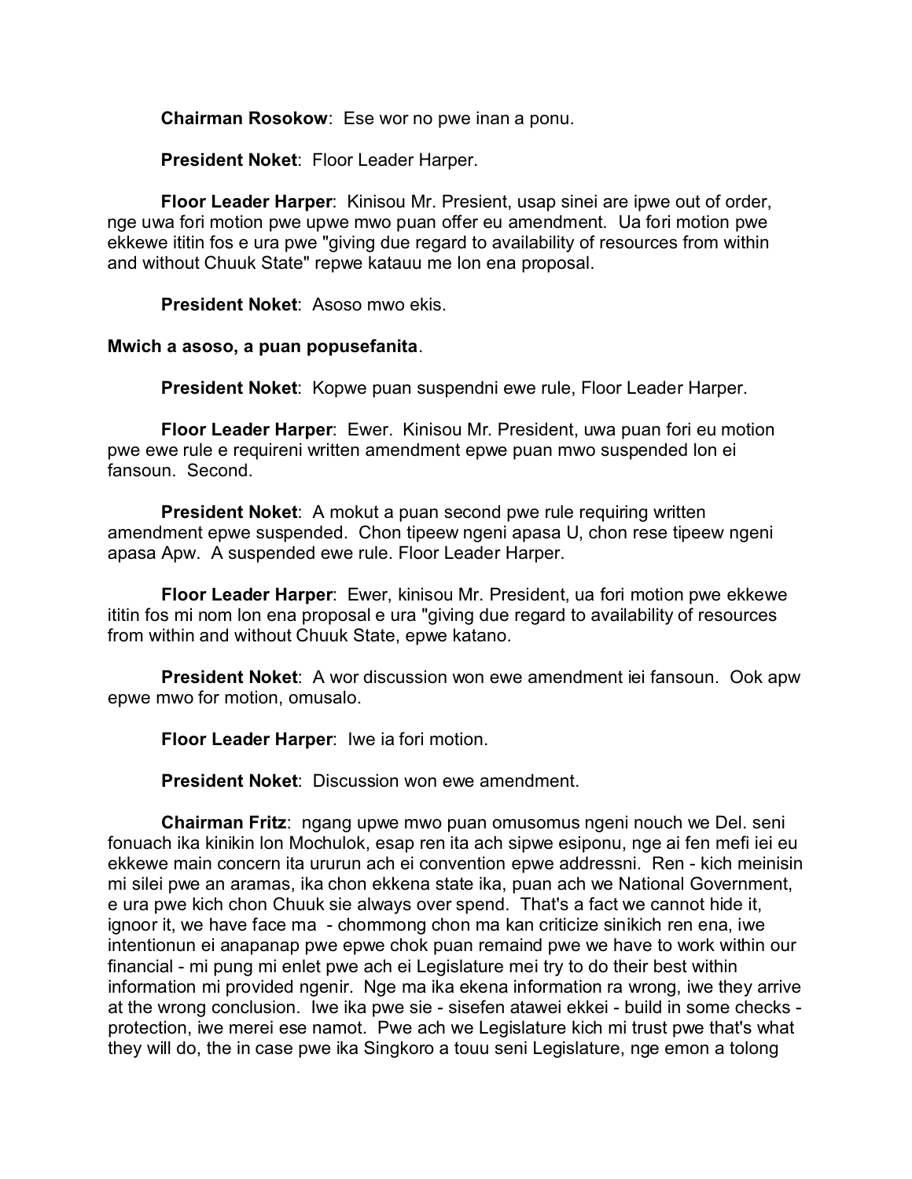**Chairman Rosokow**: Ese wor no pwe inan a ponu.

**President Noket**: Floor Leader Harper.

**Floor Leader Harper**: Kinisou Mr. Presient, usap sinei are ipwe out of order, nge uwa fori motion pwe upwe mwo puan offer eu amendment. Ua fori motion pwe ekkewe ititin fos e ura pwe "giving due regard to availability of resources from within and without Chuuk State" repwe katauu me lon ena proposal.

**President Noket**: Asoso mwo ekis.

**Mwich a asoso, a puan popusefanita**.

**President Noket**: Kopwe puan suspendni ewe rule, Floor Leader Harper.

**Floor Leader Harper**: Ewer. Kinisou Mr. President, uwa puan fori eu motion pwe ewe rule e requireni written amendment epwe puan mwo suspended lon ei fansoun. Second.

**President Noket**: A mokut a puan second pwe rule requiring written amendment epwe suspended. Chon tipeew ngeni apasa U, chon rese tipeew ngeni apasa Apw. A suspended ewe rule. Floor Leader Harper.

**Floor Leader Harper**: Ewer, kinisou Mr. President, ua fori motion pwe ekkewe ititin fos mi nom lon ena proposal e ura "giving due regard to availability of resources from within and without Chuuk State, epwe katano.

**President Noket**: A wor discussion won ewe amendment iei fansoun. Ook apw epwe mwo for motion, omusalo.

**Floor Leader Harper**: Iwe ia fori motion.

**President Noket**: Discussion won ewe amendment.

**Chairman Fritz**: ngang upwe mwo puan omusomus ngeni nouch we Del. seni fonuach ika kinikin lon Mochulok, esap ren ita ach sipwe esiponu, nge ai fen mefi iei eu ekkewe main concern ita ururun ach ei convention epwe addressni. Ren - kich meinisin mi silei pwe an aramas, ika chon ekkena state ika, puan ach we National Government, e ura pwe kich chon Chuuk sie always over spend. That's a fact we cannot hide it, ignoor it, we have face ma - chommong chon ma kan criticize sinikich ren ena, iwe intentionun ei anapanap pwe epwe chok puan remaind pwe we have to work within our financial - mi pung mi enlet pwe ach ei Legislature mei try to do their best within information mi provided ngenir. Nge ma ika ekena information ra wrong, iwe they arrive at the wrong conclusion. Iwe ika pwe sie - sisefen atawei ekkei - build in some checks - protection, iwe merei ese namot. Pwe ach we Legislature kich mi trust pwe that's what they will do, the in case pwe ika Singkoro a touu seni Legislature, nge emon a tolong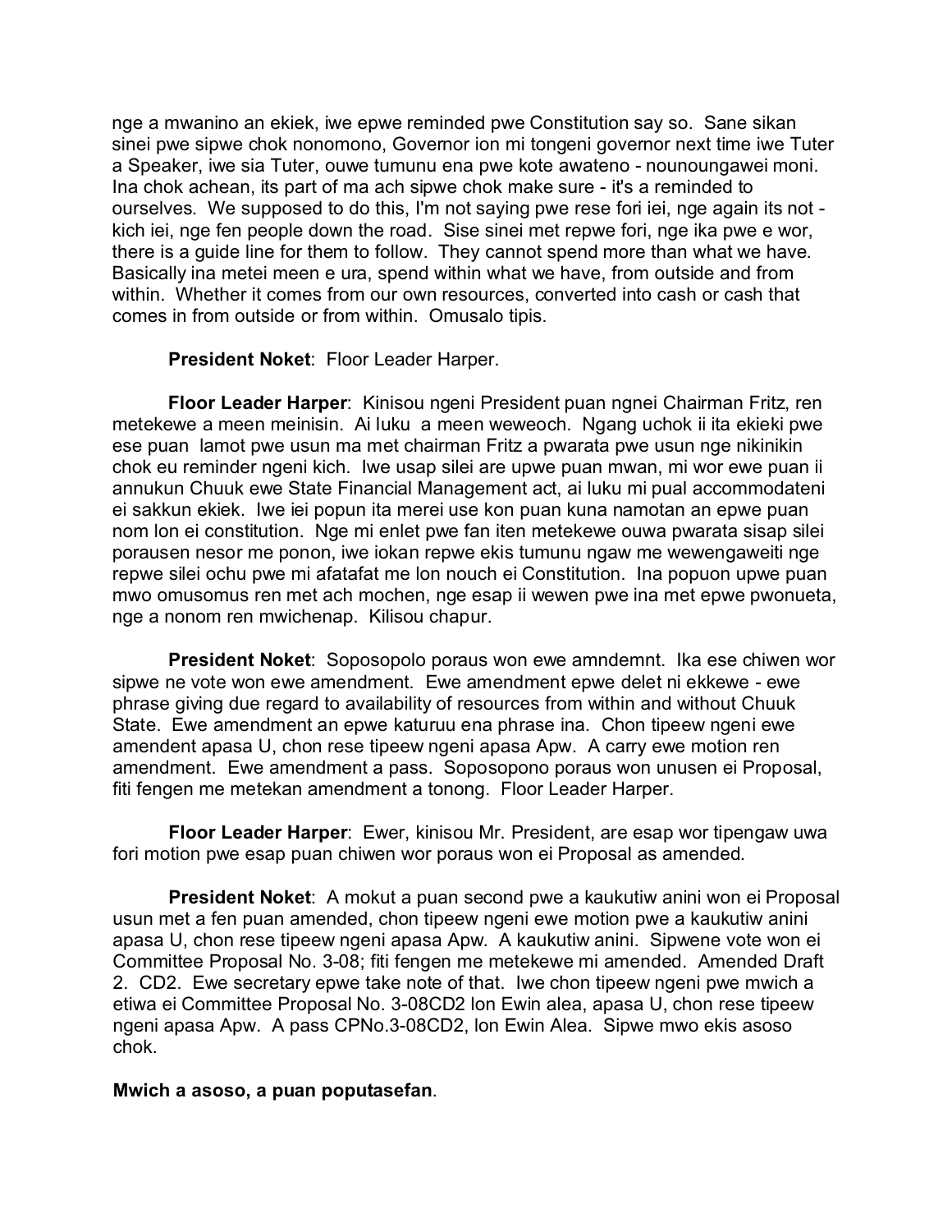nge a mwanino an ekiek, iwe epwe reminded pwe Constitution say so. Sane sikan sinei pwe sipwe chok nonomono, Governor ion mi tongeni governor next time iwe Tuter a Speaker, iwe sia Tuter, ouwe tumunu ena pwe kote awateno - nounoungawei moni. Ina chok achean, its part of ma ach sipwe chok make sure - it's a reminded to ourselves. We supposed to do this, I'm not saying pwe rese fori iei, nge again its not - kich iei, nge fen people down the road. Sise sinei met repwe fori, nge ika pwe e wor, there is a guide line for them to follow. They cannot spend more than what we have. Basically ina metei meen e ura, spend within what we have, from outside and from within. Whether it comes from our own resources, converted into cash or cash that comes in from outside or from within. Omusalo tipis.

**President Noket**: Floor Leader Harper.

**Floor Leader Harper**: Kinisou ngeni President puan ngnei Chairman Fritz, ren metekewe a meen meinisin. Ai luku a meen weweoch. Ngang uchok ii ita ekieki pwe ese puan lamot pwe usun ma met chairman Fritz a pwarata pwe usun nge nikinikin chok eu reminder ngeni kich. Iwe usap silei are upwe puan mwan, mi wor ewe puan ii annukun Chuuk ewe State Financial Management act, ai luku mi pual accommodateni ei sakkun ekiek. Iwe iei popun ita merei use kon puan kuna namotan an epwe puan nom lon ei constitution. Nge mi enlet pwe fan iten metekewe ouwa pwarata sisap silei porausen nesor me ponon, iwe iokan repwe ekis tumunu ngaw me wewengaweiti nge repwe silei ochu pwe mi afatafat me lon nouch ei Constitution. Ina popuon upwe puan mwo omusomus ren met ach mochen, nge esap ii wewen pwe ina met epwe pwonueta, nge a nonom ren mwichenap. Kilisou chapur.

**President Noket**: Soposopolo poraus won ewe amndemnt. Ika ese chiwen wor sipwe ne vote won ewe amendment. Ewe amendment epwe delet ni ekkewe - ewe phrase giving due regard to availability of resources from within and without Chuuk State. Ewe amendment an epwe katuruu ena phrase ina. Chon tipeew ngeni ewe amendent apasa U, chon rese tipeew ngeni apasa Apw. A carry ewe motion ren amendment. Ewe amendment a pass. Soposopono poraus won unusen ei Proposal, fiti fengen me metekan amendment a tonong. Floor Leader Harper.

**Floor Leader Harper**: Ewer, kinisou Mr. President, are esap wor tipengaw uwa fori motion pwe esap puan chiwen wor poraus won ei Proposal as amended.

**President Noket**: A mokut a puan second pwe a kaukutiw anini won ei Proposal usun met a fen puan amended, chon tipeew ngeni ewe motion pwe a kaukutiw anini apasa U, chon rese tipeew ngeni apasa Apw. A kaukutiw anini. Sipwene vote won ei Committee Proposal No. 3-08; fiti fengen me metekewe mi amended. Amended Draft 2. CD2. Ewe secretary epwe take note of that. Iwe chon tipeew ngeni pwe mwich a etiwa ei Committee Proposal No. 3-08CD2 lon Ewin alea, apasa U, chon rese tipeew ngeni apasa Apw. A pass CPNo.3-08CD2, lon Ewin Alea. Sipwe mwo ekis asoso chok.

**Mwich a asoso, a puan poputasefan**.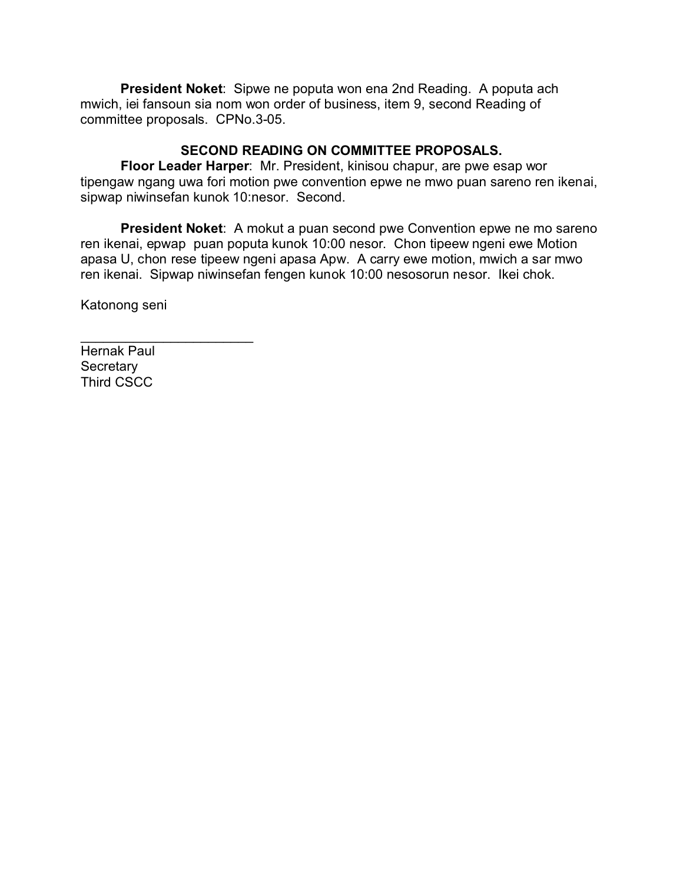**President Noket**: Sipwe ne poputa won ena 2nd Reading. A poputa ach mwich, iei fansoun sia nom won order of business, item 9, second Reading of committee proposals. CPNo.3-05.

**SECOND READING ON COMMITTEE PROPOSALS.**

**Floor Leader Harper**: Mr. President, kinisou chapur, are pwe esap wor tipengaw ngang uwa fori motion pwe convention epwe ne mwo puan sareno ren ikenai, sipwap niwinsefan kunok 10:nesor. Second.

**President Noket**: A mokut a puan second pwe Convention epwe ne mo sareno ren ikenai, epwap puan poputa kunok 10:00 nesor. Chon tipeew ngeni ewe Motion apasa U, chon rese tipeew ngeni apasa Apw. A carry ewe motion, mwich a sar mwo ren ikenai. Sipwap niwinsefan fengen kunok 10:00 nesosorun nesor. Ikei chok.

Katonong seni

________________________

Hernak Paul
Secretary
Third CSCC